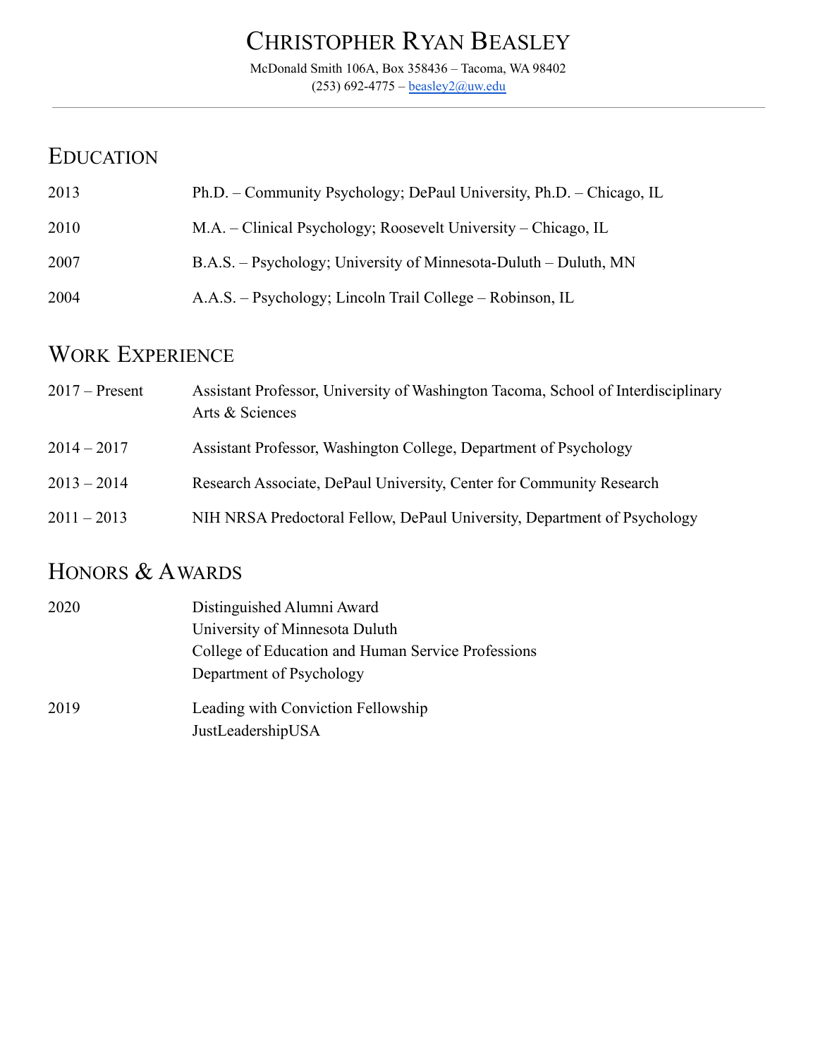# Christopher Ryan Beasley

McDonald Smith 106A, Box 358436 – Tacoma, WA 98402
(253) 692-4775 – beasley2@uw.edu

---

## Education

| | |
|---|---|
| 2013 | Ph.D. – Community Psychology; DePaul University, Ph.D. – Chicago, IL |
| 2010 | M.A. – Clinical Psychology; Roosevelt University – Chicago, IL |
| 2007 | B.A.S. – Psychology; University of Minnesota-Duluth – Duluth, MN |
| 2004 | A.A.S. – Psychology; Lincoln Trail College – Robinson, IL |

## Work Experience

| | |
|---|---|
| 2017 – Present | Assistant Professor, University of Washington Tacoma, School of Interdisciplinary Arts & Sciences |
| 2014 – 2017 | Assistant Professor, Washington College, Department of Psychology |
| 2013 – 2014 | Research Associate, DePaul University, Center for Community Research |
| 2011 – 2013 | NIH NRSA Predoctoral Fellow, DePaul University, Department of Psychology |

## Honors & Awards

| | |
|---|---|
| 2020 | Distinguished Alumni Award<br>University of Minnesota Duluth<br>College of Education and Human Service Professions<br>Department of Psychology |
| 2019 | Leading with Conviction Fellowship<br>JustLeadershipUSA |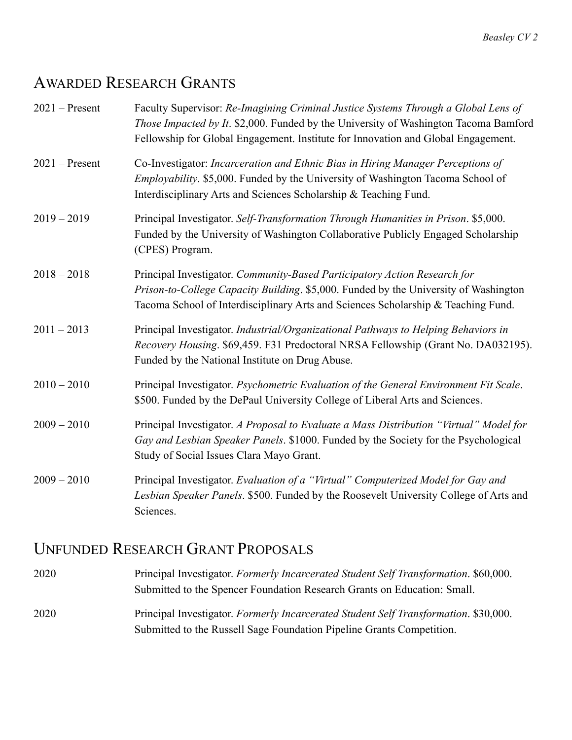## Awarded Research Grants

2021 – Present Faculty Supervisor: *Re-Imagining Criminal Justice Systems Through a Global Lens of Those Impacted by It*. $2,000. Funded by the University of Washington Tacoma Bamford Fellowship for Global Engagement. Institute for Innovation and Global Engagement.

2021 – Present Co-Investigator: *Incarceration and Ethnic Bias in Hiring Manager Perceptions of Employability*. $5,000. Funded by the University of Washington Tacoma School of Interdisciplinary Arts and Sciences Scholarship & Teaching Fund.

2019 – 2019 Principal Investigator. *Self-Transformation Through Humanities in Prison*. $5,000. Funded by the University of Washington Collaborative Publicly Engaged Scholarship (CPES) Program.

2018 – 2018 Principal Investigator. *Community-Based Participatory Action Research for Prison-to-College Capacity Building*. $5,000. Funded by the University of Washington Tacoma School of Interdisciplinary Arts and Sciences Scholarship & Teaching Fund.

2011 – 2013 Principal Investigator. *Industrial/Organizational Pathways to Helping Behaviors in Recovery Housing*. $69,459. F31 Predoctoral NRSA Fellowship (Grant No. DA032195). Funded by the National Institute on Drug Abuse.

2010 – 2010 Principal Investigator. *Psychometric Evaluation of the General Environment Fit Scale*. $500. Funded by the DePaul University College of Liberal Arts and Sciences.

2009 – 2010 Principal Investigator. *A Proposal to Evaluate a Mass Distribution "Virtual" Model for Gay and Lesbian Speaker Panels*. $1000. Funded by the Society for the Psychological Study of Social Issues Clara Mayo Grant.

2009 – 2010 Principal Investigator. *Evaluation of a "Virtual" Computerized Model for Gay and Lesbian Speaker Panels*. $500. Funded by the Roosevelt University College of Arts and Sciences.

## Unfunded Research Grant Proposals

2020 Principal Investigator. *Formerly Incarcerated Student Self Transformation*. $60,000. Submitted to the Spencer Foundation Research Grants on Education: Small.

2020 Principal Investigator. *Formerly Incarcerated Student Self Transformation*. $30,000. Submitted to the Russell Sage Foundation Pipeline Grants Competition.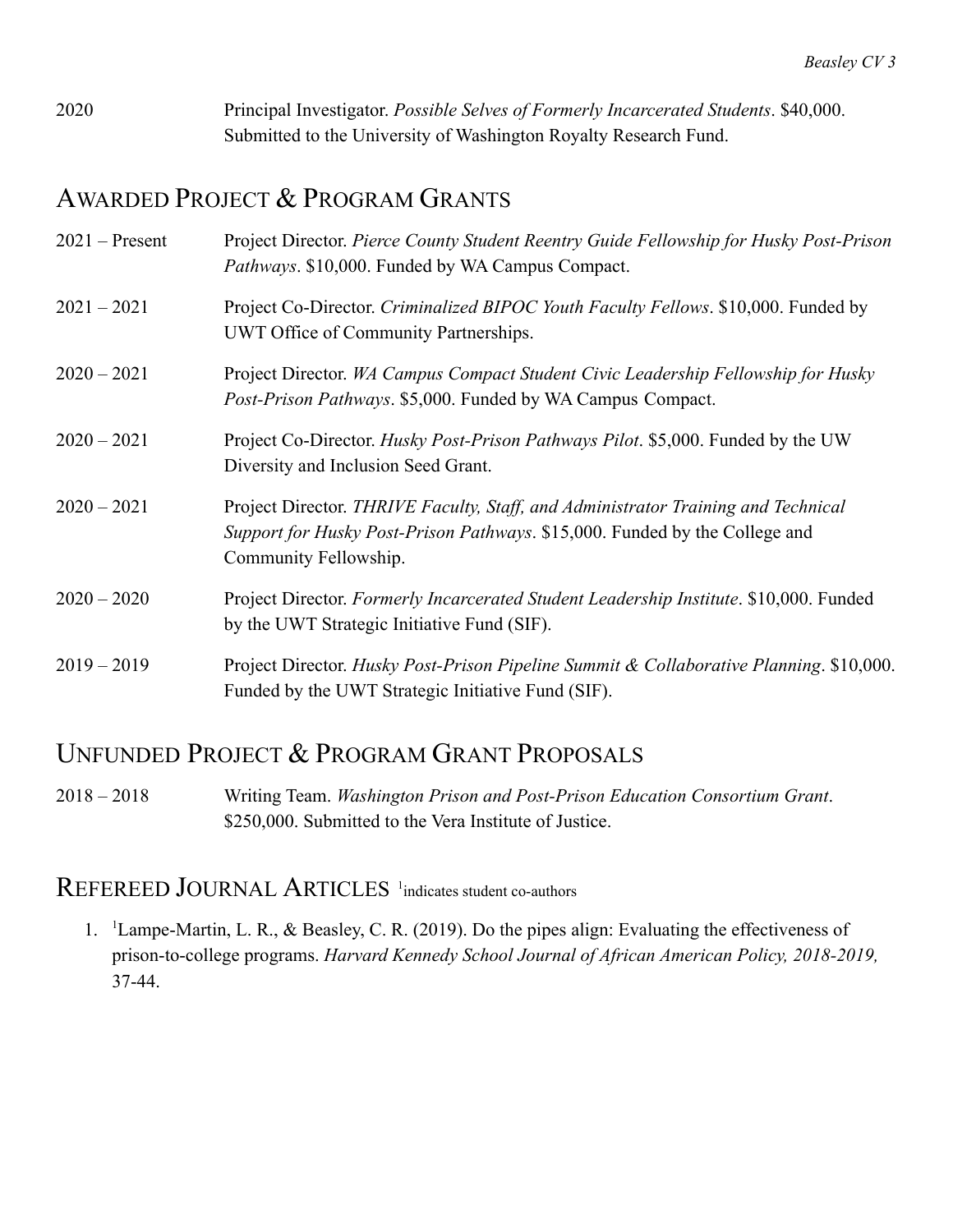2020 Principal Investigator. *Possible Selves of Formerly Incarcerated Students*. $40,000. Submitted to the University of Washington Royalty Research Fund.

## Awarded Project & Program Grants

2021 – Present Project Director. *Pierce County Student Reentry Guide Fellowship for Husky Post-Prison Pathways*. $10,000. Funded by WA Campus Compact.

2021 – 2021 Project Co-Director. *Criminalized BIPOC Youth Faculty Fellows*. $10,000. Funded by UWT Office of Community Partnerships.

2020 – 2021 Project Director. *WA Campus Compact Student Civic Leadership Fellowship for Husky Post-Prison Pathways*. $5,000. Funded by WA Campus Compact.

2020 – 2021 Project Co-Director. *Husky Post-Prison Pathways Pilot*. $5,000. Funded by the UW Diversity and Inclusion Seed Grant.

2020 – 2021 Project Director. *THRIVE Faculty, Staff, and Administrator Training and Technical Support for Husky Post-Prison Pathways*. $15,000. Funded by the College and Community Fellowship.

2020 – 2020 Project Director. *Formerly Incarcerated Student Leadership Institute*. $10,000. Funded by the UWT Strategic Initiative Fund (SIF).

2019 – 2019 Project Director. *Husky Post-Prison Pipeline Summit & Collaborative Planning*. $10,000. Funded by the UWT Strategic Initiative Fund (SIF).

## Unfunded Project & Program Grant Proposals

2018 – 2018 Writing Team. *Washington Prison and Post-Prison Education Consortium Grant*. $250,000. Submitted to the Vera Institute of Justice.

## Refereed Journal Articles [1]indicates student co-authors

1. [1]Lampe-Martin, L. R., & Beasley, C. R. (2019). Do the pipes align: Evaluating the effectiveness of prison-to-college programs. *Harvard Kennedy School Journal of African American Policy, 2018-2019,* 37-44.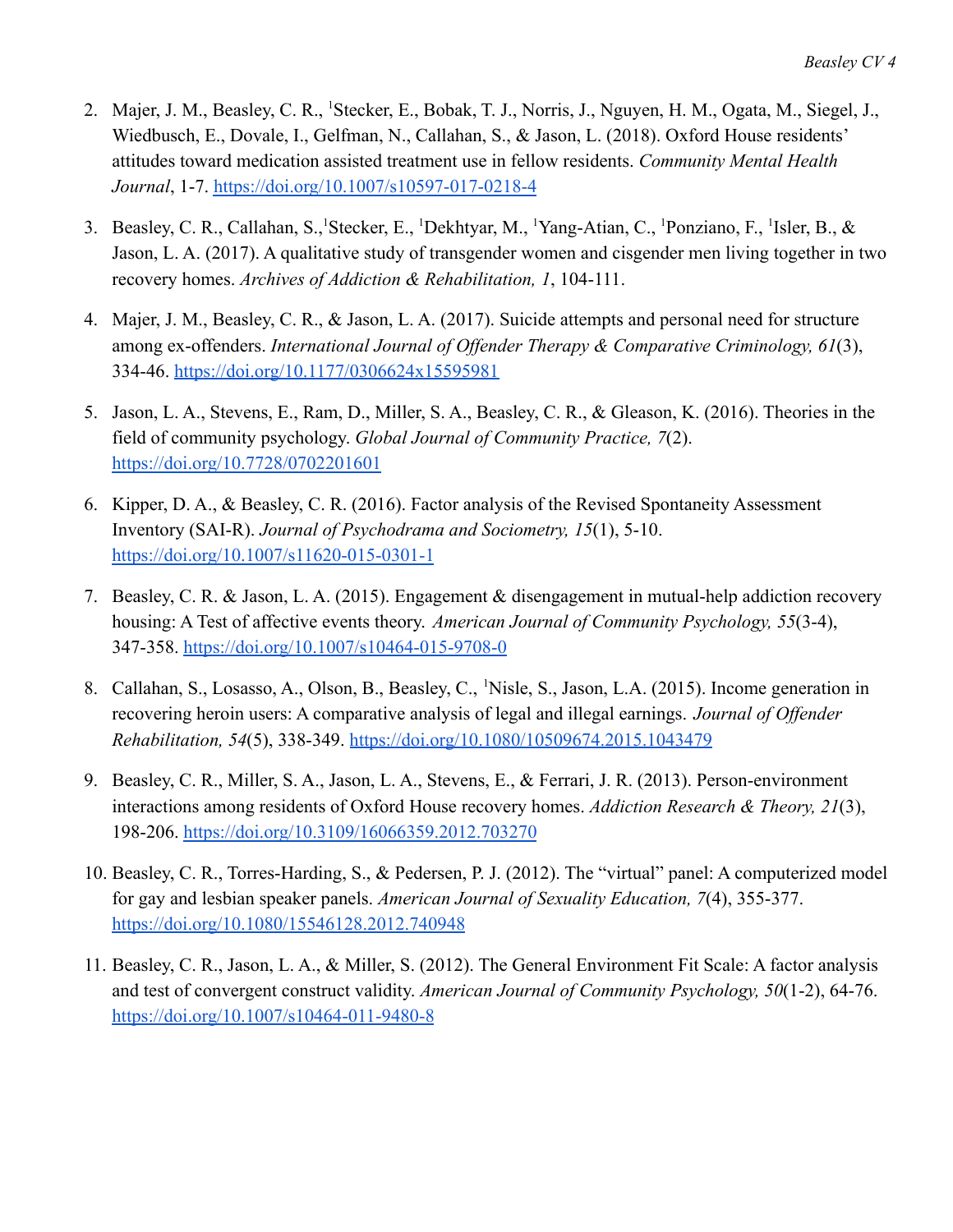2. Majer, J. M., Beasley, C. R., [1]Stecker, E., Bobak, T. J., Norris, J., Nguyen, H. M., Ogata, M., Siegel, J., Wiedbusch, E., Dovale, I., Gelfman, N., Callahan, S., & Jason, L. (2018). Oxford House residents' attitudes toward medication assisted treatment use in fellow residents. *Community Mental Health Journal*, 1-7. https://doi.org/10.1007/s10597-017-0218-4

3. Beasley, C. R., Callahan, S.,[1]Stecker, E., [1]Dekhtyar, M., [1]Yang-Atian, C., [1]Ponziano, F., [1]Isler, B., & Jason, L. A. (2017). A qualitative study of transgender women and cisgender men living together in two recovery homes. *Archives of Addiction & Rehabilitation, 1*, 104-111.

4. Majer, J. M., Beasley, C. R., & Jason, L. A. (2017). Suicide attempts and personal need for structure among ex-offenders. *International Journal of Offender Therapy & Comparative Criminology, 61*(3), 334-46. https://doi.org/10.1177/0306624x15595981

5. Jason, L. A., Stevens, E., Ram, D., Miller, S. A., Beasley, C. R., & Gleason, K. (2016). Theories in the field of community psychology. *Global Journal of Community Practice, 7*(2). https://doi.org/10.7728/0702201601

6. Kipper, D. A., & Beasley, C. R. (2016). Factor analysis of the Revised Spontaneity Assessment Inventory (SAI-R). *Journal of Psychodrama and Sociometry, 15*(1), 5-10. https://doi.org/10.1007/s11620-015-0301-1

7. Beasley, C. R. & Jason, L. A. (2015). Engagement & disengagement in mutual-help addiction recovery housing: A Test of affective events theory. *American Journal of Community Psychology, 55*(3-4), 347-358. https://doi.org/10.1007/s10464-015-9708-0

8. Callahan, S., Losasso, A., Olson, B., Beasley, C., [1]Nisle, S., Jason, L.A. (2015). Income generation in recovering heroin users: A comparative analysis of legal and illegal earnings. *Journal of Offender Rehabilitation, 54*(5), 338-349. https://doi.org/10.1080/10509674.2015.1043479

9. Beasley, C. R., Miller, S. A., Jason, L. A., Stevens, E., & Ferrari, J. R. (2013). Person-environment interactions among residents of Oxford House recovery homes. *Addiction Research & Theory, 21*(3), 198-206. https://doi.org/10.3109/16066359.2012.703270

10. Beasley, C. R., Torres-Harding, S., & Pedersen, P. J. (2012). The "virtual" panel: A computerized model for gay and lesbian speaker panels. *American Journal of Sexuality Education, 7*(4), 355-377. https://doi.org/10.1080/15546128.2012.740948

11. Beasley, C. R., Jason, L. A., & Miller, S. (2012). The General Environment Fit Scale: A factor analysis and test of convergent construct validity. *American Journal of Community Psychology, 50*(1-2), 64-76. https://doi.org/10.1007/s10464-011-9480-8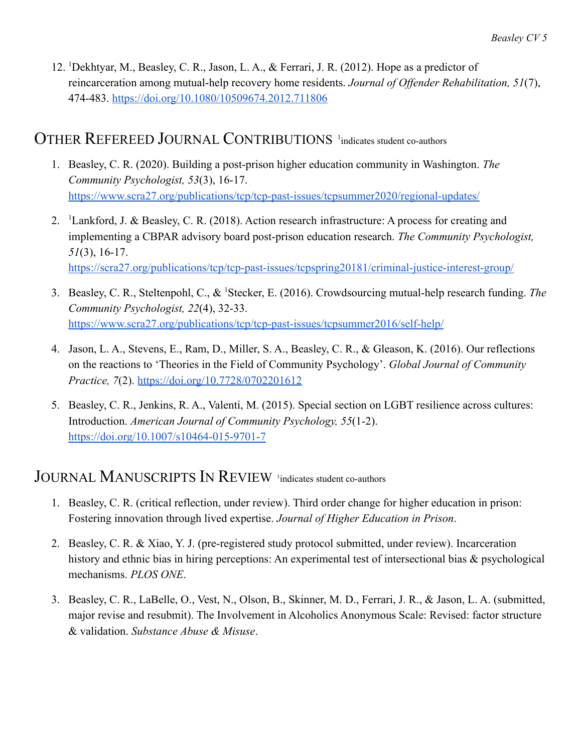12. [1]Dekhtyar, M., Beasley, C. R., Jason, L. A., & Ferrari, J. R. (2012). Hope as a predictor of reincarceration among mutual-help recovery home residents. *Journal of Offender Rehabilitation, 51*(7), 474-483. https://doi.org/10.1080/10509674.2012.711806

## Other Refereed Journal Contributions [1]indicates student co-authors

1. Beasley, C. R. (2020). Building a post-prison higher education community in Washington. *The Community Psychologist, 53*(3), 16-17. https://www.scra27.org/publications/tcp/tcp-past-issues/tcpsummer2020/regional-updates/
2. [1]Lankford, J. & Beasley, C. R. (2018). Action research infrastructure: A process for creating and implementing a CBPAR advisory board post-prison education research. *The Community Psychologist, 51*(3), 16-17. https://scra27.org/publications/tcp/tcp-past-issues/tcpspring20181/criminal-justice-interest-group/
3. Beasley, C. R., Steltenpohl, C., & [1]Stecker, E. (2016). Crowdsourcing mutual-help research funding. *The Community Psychologist, 22*(4), 32-33. https://www.scra27.org/publications/tcp/tcp-past-issues/tcpsummer2016/self-help/
4. Jason, L. A., Stevens, E., Ram, D., Miller, S. A., Beasley, C. R., & Gleason, K. (2016). Our reflections on the reactions to 'Theories in the Field of Community Psychology'. *Global Journal of Community Practice, 7*(2). https://doi.org/10.7728/0702201612
5. Beasley, C. R., Jenkins, R. A., Valenti, M. (2015). Special section on LGBT resilience across cultures: Introduction. *American Journal of Community Psychology, 55*(1-2). https://doi.org/10.1007/s10464-015-9701-7

## Journal Manuscripts In Review [1]indicates student co-authors

1. Beasley, C. R. (critical reflection, under review). Third order change for higher education in prison: Fostering innovation through lived expertise. *Journal of Higher Education in Prison*.
2. Beasley, C. R. & Xiao, Y. J. (pre-registered study protocol submitted, under review). Incarceration history and ethnic bias in hiring perceptions: An experimental test of intersectional bias & psychological mechanisms. *PLOS ONE*.
3. Beasley, C. R., LaBelle, O., Vest, N., Olson, B., Skinner, M. D., Ferrari, J. R., & Jason, L. A. (submitted, major revise and resubmit). The Involvement in Alcoholics Anonymous Scale: Revised: factor structure & validation. *Substance Abuse & Misuse*.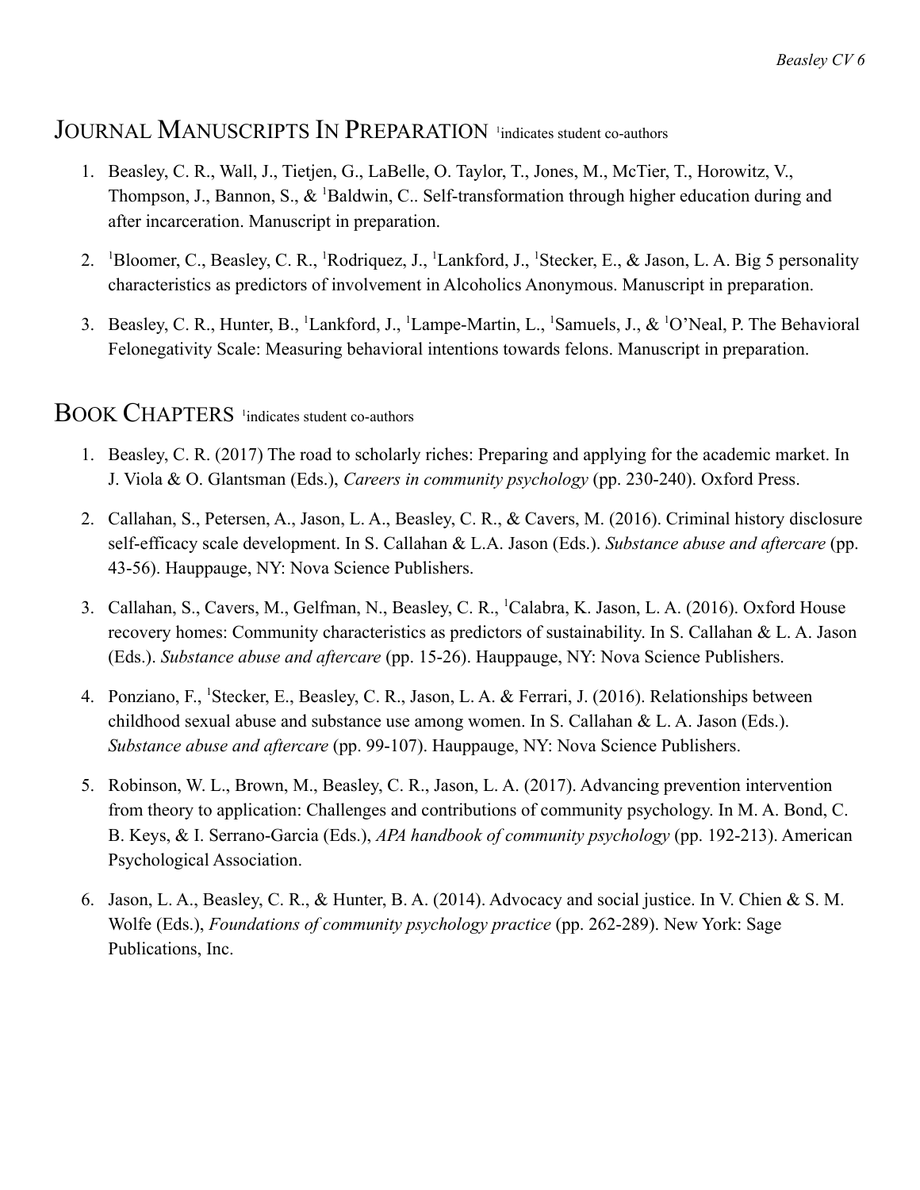## Journal Manuscripts In Preparation [1]indicates student co-authors

1. Beasley, C. R., Wall, J., Tietjen, G., LaBelle, O. Taylor, T., Jones, M., McTier, T., Horowitz, V., Thompson, J., Bannon, S., & [1]Baldwin, C.. Self-transformation through higher education during and after incarceration. Manuscript in preparation.

2. [1]Bloomer, C., Beasley, C. R., [1]Rodriquez, J., [1]Lankford, J., [1]Stecker, E., & Jason, L. A. Big 5 personality characteristics as predictors of involvement in Alcoholics Anonymous. Manuscript in preparation.

3. Beasley, C. R., Hunter, B., [1]Lankford, J., [1]Lampe-Martin, L., [1]Samuels, J., & [1]O'Neal, P. The Behavioral Felonegativity Scale: Measuring behavioral intentions towards felons. Manuscript in preparation.

## Book Chapters [1]indicates student co-authors

1. Beasley, C. R. (2017) The road to scholarly riches: Preparing and applying for the academic market. In J. Viola & O. Glantsman (Eds.), *Careers in community psychology* (pp. 230-240). Oxford Press.

2. Callahan, S., Petersen, A., Jason, L. A., Beasley, C. R., & Cavers, M. (2016). Criminal history disclosure self-efficacy scale development. In S. Callahan & L.A. Jason (Eds.). *Substance abuse and aftercare* (pp. 43-56). Hauppauge, NY: Nova Science Publishers.

3. Callahan, S., Cavers, M., Gelfman, N., Beasley, C. R., [1]Calabra, K. Jason, L. A. (2016). Oxford House recovery homes: Community characteristics as predictors of sustainability. In S. Callahan & L. A. Jason (Eds.). *Substance abuse and aftercare* (pp. 15-26). Hauppauge, NY: Nova Science Publishers.

4. Ponziano, F., [1]Stecker, E., Beasley, C. R., Jason, L. A. & Ferrari, J. (2016). Relationships between childhood sexual abuse and substance use among women. In S. Callahan & L. A. Jason (Eds.). *Substance abuse and aftercare* (pp. 99-107). Hauppauge, NY: Nova Science Publishers.

5. Robinson, W. L., Brown, M., Beasley, C. R., Jason, L. A. (2017). Advancing prevention intervention from theory to application: Challenges and contributions of community psychology. In M. A. Bond, C. B. Keys, & I. Serrano-Garcia (Eds.), *APA handbook of community psychology* (pp. 192-213). American Psychological Association.

6. Jason, L. A., Beasley, C. R., & Hunter, B. A. (2014). Advocacy and social justice. In V. Chien & S. M. Wolfe (Eds.), *Foundations of community psychology practice* (pp. 262-289). New York: Sage Publications, Inc.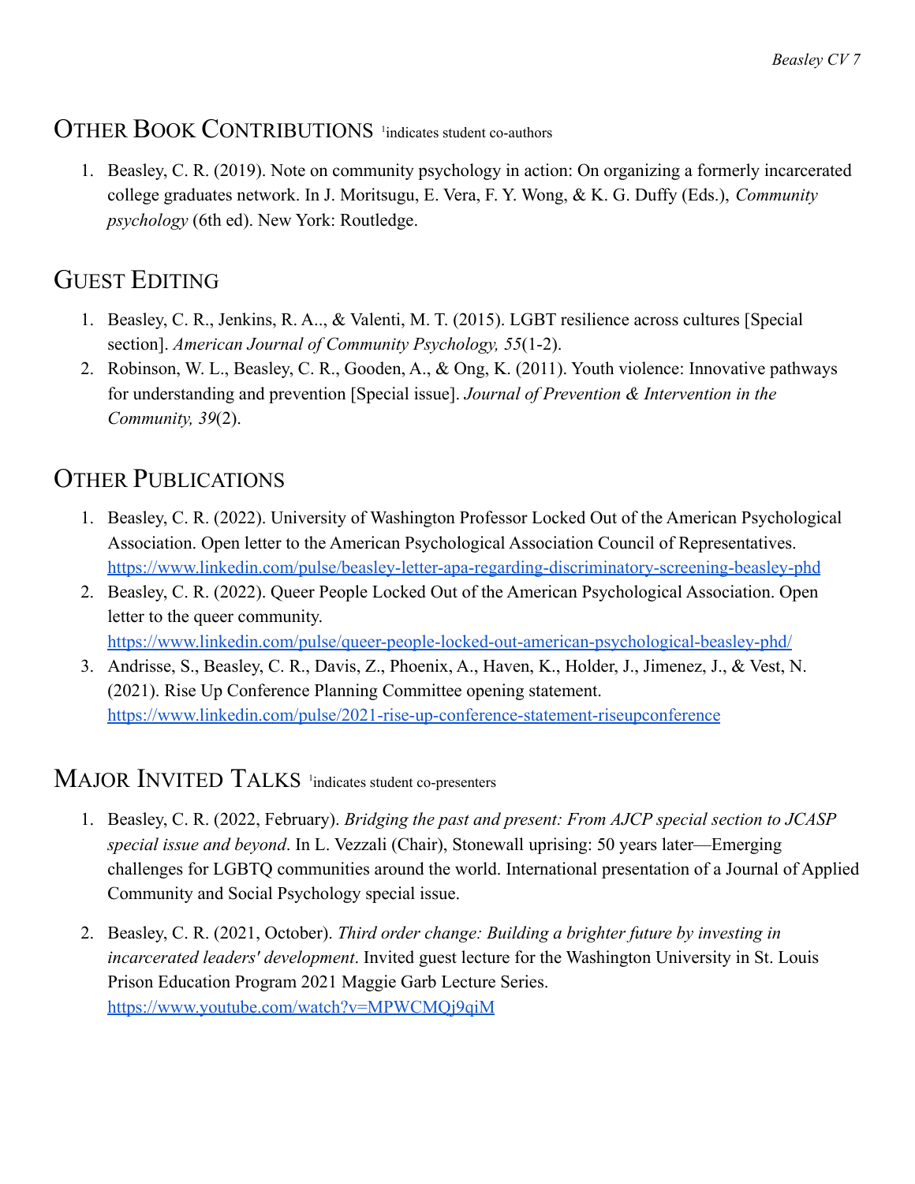## Other Book Contributions [1]indicates student co-authors

1. Beasley, C. R. (2019). Note on community psychology in action: On organizing a formerly incarcerated college graduates network. In J. Moritsugu, E. Vera, F. Y. Wong, & K. G. Duffy (Eds.), *Community psychology* (6th ed). New York: Routledge.

## Guest Editing

1. Beasley, C. R., Jenkins, R. A.., & Valenti, M. T. (2015). LGBT resilience across cultures [Special section]. *American Journal of Community Psychology, 55*(1-2).
2. Robinson, W. L., Beasley, C. R., Gooden, A., & Ong, K. (2011). Youth violence: Innovative pathways for understanding and prevention [Special issue]. *Journal of Prevention & Intervention in the Community, 39*(2).

## Other Publications

1. Beasley, C. R. (2022). University of Washington Professor Locked Out of the American Psychological Association. Open letter to the American Psychological Association Council of Representatives. https://www.linkedin.com/pulse/beasley-letter-apa-regarding-discriminatory-screening-beasley-phd
2. Beasley, C. R. (2022). Queer People Locked Out of the American Psychological Association. Open letter to the queer community. https://www.linkedin.com/pulse/queer-people-locked-out-american-psychological-beasley-phd/
3. Andrisse, S., Beasley, C. R., Davis, Z., Phoenix, A., Haven, K., Holder, J., Jimenez, J., & Vest, N. (2021). Rise Up Conference Planning Committee opening statement. https://www.linkedin.com/pulse/2021-rise-up-conference-statement-riseupconference

## Major Invited Talks [1]indicates student co-presenters

1. Beasley, C. R. (2022, February). *Bridging the past and present: From AJCP special section to JCASP special issue and beyond*. In L. Vezzali (Chair), Stonewall uprising: 50 years later—Emerging challenges for LGBTQ communities around the world. International presentation of a Journal of Applied Community and Social Psychology special issue.

2. Beasley, C. R. (2021, October). *Third order change: Building a brighter future by investing in incarcerated leaders' development*. Invited guest lecture for the Washington University in St. Louis Prison Education Program 2021 Maggie Garb Lecture Series. https://www.youtube.com/watch?v=MPWCMQj9qiM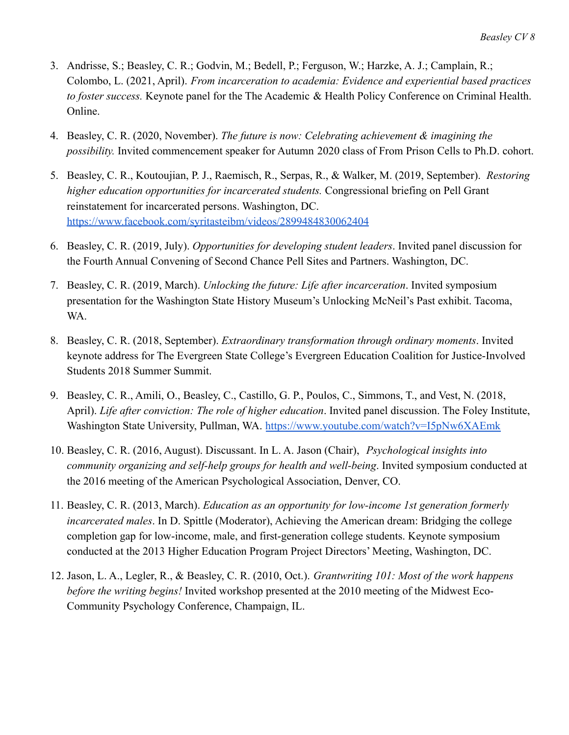3. Andrisse, S.; Beasley, C. R.; Godvin, M.; Bedell, P.; Ferguson, W.; Harzke, A. J.; Camplain, R.; Colombo, L. (2021, April). *From incarceration to academia: Evidence and experiential based practices to foster success.* Keynote panel for the The Academic & Health Policy Conference on Criminal Health. Online.

4. Beasley, C. R. (2020, November). *The future is now: Celebrating achievement & imagining the possibility.* Invited commencement speaker for Autumn 2020 class of From Prison Cells to Ph.D. cohort.

5. Beasley, C. R., Koutoujian, P. J., Raemisch, R., Serpas, R., & Walker, M. (2019, September). *Restoring higher education opportunities for incarcerated students.* Congressional briefing on Pell Grant reinstatement for incarcerated persons. Washington, DC. https://www.facebook.com/syritasteibm/videos/2899484830062404

6. Beasley, C. R. (2019, July). *Opportunities for developing student leaders*. Invited panel discussion for the Fourth Annual Convening of Second Chance Pell Sites and Partners. Washington, DC.

7. Beasley, C. R. (2019, March). *Unlocking the future: Life after incarceration*. Invited symposium presentation for the Washington State History Museum's Unlocking McNeil's Past exhibit. Tacoma, WA.

8. Beasley, C. R. (2018, September). *Extraordinary transformation through ordinary moments*. Invited keynote address for The Evergreen State College's Evergreen Education Coalition for Justice-Involved Students 2018 Summer Summit.

9. Beasley, C. R., Amili, O., Beasley, C., Castillo, G. P., Poulos, C., Simmons, T., and Vest, N. (2018, April). *Life after conviction: The role of higher education*. Invited panel discussion. The Foley Institute, Washington State University, Pullman, WA. https://www.youtube.com/watch?v=I5pNw6XAEmk

10. Beasley, C. R. (2016, August). Discussant. In L. A. Jason (Chair), *Psychological insights into community organizing and self-help groups for health and well-being*. Invited symposium conducted at the 2016 meeting of the American Psychological Association, Denver, CO.

11. Beasley, C. R. (2013, March). *Education as an opportunity for low-income 1st generation formerly incarcerated males*. In D. Spittle (Moderator), Achieving the American dream: Bridging the college completion gap for low-income, male, and first-generation college students. Keynote symposium conducted at the 2013 Higher Education Program Project Directors' Meeting, Washington, DC.

12. Jason, L. A., Legler, R., & Beasley, C. R. (2010, Oct.). *Grantwriting 101: Most of the work happens before the writing begins!* Invited workshop presented at the 2010 meeting of the Midwest Eco-Community Psychology Conference, Champaign, IL.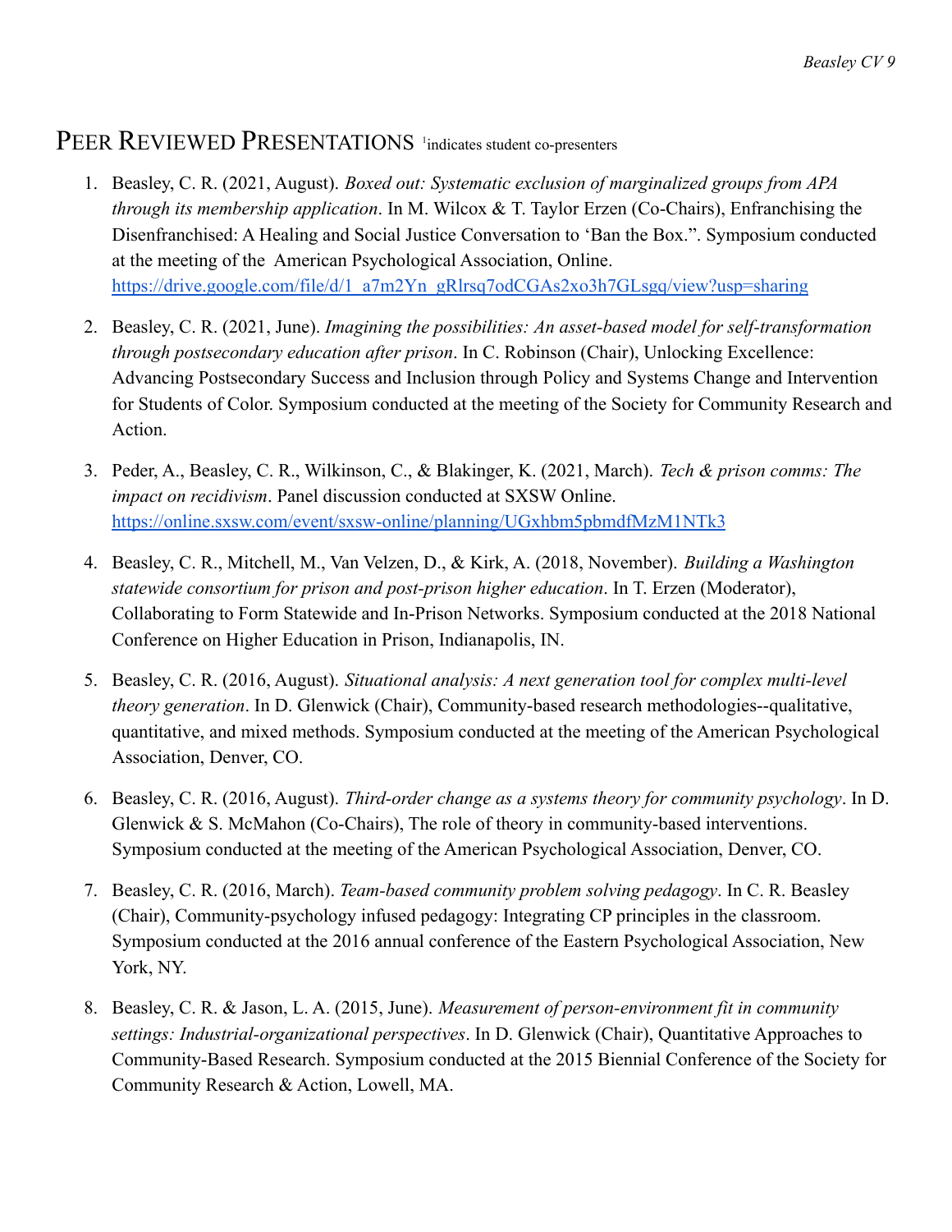## Peer Reviewed Presentations [1]indicates student co-presenters

1. Beasley, C. R. (2021, August). *Boxed out: Systematic exclusion of marginalized groups from APA through its membership application*. In M. Wilcox & T. Taylor Erzen (Co-Chairs), Enfranchising the Disenfranchised: A Healing and Social Justice Conversation to 'Ban the Box.". Symposium conducted at the meeting of the American Psychological Association, Online. https://drive.google.com/file/d/1_a7m2Yn_gRlrsq7odCGAs2xo3h7GLsgq/view?usp=sharing

2. Beasley, C. R. (2021, June). *Imagining the possibilities: An asset-based model for self-transformation through postsecondary education after prison*. In C. Robinson (Chair), Unlocking Excellence: Advancing Postsecondary Success and Inclusion through Policy and Systems Change and Intervention for Students of Color. Symposium conducted at the meeting of the Society for Community Research and Action.

3. Peder, A., Beasley, C. R., Wilkinson, C., & Blakinger, K. (2021, March). *Tech & prison comms: The impact on recidivism*. Panel discussion conducted at SXSW Online. https://online.sxsw.com/event/sxsw-online/planning/UGxhbm5pbmdfMzM1NTk3

4. Beasley, C. R., Mitchell, M., Van Velzen, D., & Kirk, A. (2018, November). *Building a Washington statewide consortium for prison and post-prison higher education*. In T. Erzen (Moderator), Collaborating to Form Statewide and In-Prison Networks. Symposium conducted at the 2018 National Conference on Higher Education in Prison, Indianapolis, IN.

5. Beasley, C. R. (2016, August). *Situational analysis: A next generation tool for complex multi-level theory generation*. In D. Glenwick (Chair), Community-based research methodologies--qualitative, quantitative, and mixed methods. Symposium conducted at the meeting of the American Psychological Association, Denver, CO.

6. Beasley, C. R. (2016, August). *Third-order change as a systems theory for community psychology*. In D. Glenwick & S. McMahon (Co-Chairs), The role of theory in community-based interventions. Symposium conducted at the meeting of the American Psychological Association, Denver, CO.

7. Beasley, C. R. (2016, March). *Team-based community problem solving pedagogy*. In C. R. Beasley (Chair), Community-psychology infused pedagogy: Integrating CP principles in the classroom. Symposium conducted at the 2016 annual conference of the Eastern Psychological Association, New York, NY.

8. Beasley, C. R. & Jason, L. A. (2015, June). *Measurement of person-environment fit in community settings: Industrial-organizational perspectives*. In D. Glenwick (Chair), Quantitative Approaches to Community-Based Research. Symposium conducted at the 2015 Biennial Conference of the Society for Community Research & Action, Lowell, MA.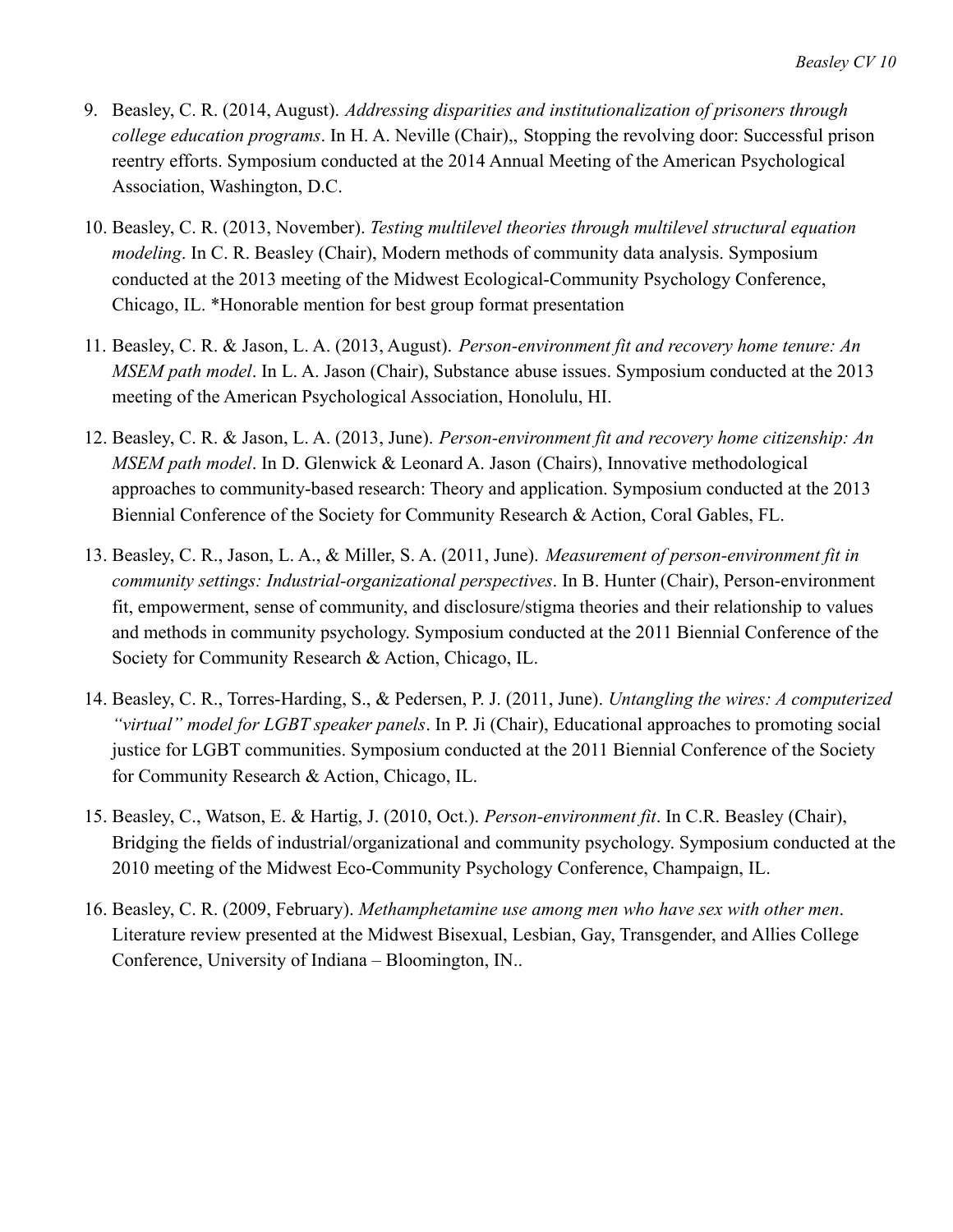9. Beasley, C. R. (2014, August). *Addressing disparities and institutionalization of prisoners through college education programs*. In H. A. Neville (Chair),, Stopping the revolving door: Successful prison reentry efforts. Symposium conducted at the 2014 Annual Meeting of the American Psychological Association, Washington, D.C.

10. Beasley, C. R. (2013, November). *Testing multilevel theories through multilevel structural equation modeling*. In C. R. Beasley (Chair), Modern methods of community data analysis. Symposium conducted at the 2013 meeting of the Midwest Ecological-Community Psychology Conference, Chicago, IL. *Honorable mention for best group format presentation

11. Beasley, C. R. & Jason, L. A. (2013, August). *Person-environment fit and recovery home tenure: An MSEM path model*. In L. A. Jason (Chair), Substance abuse issues. Symposium conducted at the 2013 meeting of the American Psychological Association, Honolulu, HI.

12. Beasley, C. R. & Jason, L. A. (2013, June). *Person-environment fit and recovery home citizenship: An MSEM path model*. In D. Glenwick & Leonard A. Jason (Chairs), Innovative methodological approaches to community-based research: Theory and application. Symposium conducted at the 2013 Biennial Conference of the Society for Community Research & Action, Coral Gables, FL.

13. Beasley, C. R., Jason, L. A., & Miller, S. A. (2011, June). *Measurement of person-environment fit in community settings: Industrial-organizational perspectives*. In B. Hunter (Chair), Person-environment fit, empowerment, sense of community, and disclosure/stigma theories and their relationship to values and methods in community psychology. Symposium conducted at the 2011 Biennial Conference of the Society for Community Research & Action, Chicago, IL.

14. Beasley, C. R., Torres-Harding, S., & Pedersen, P. J. (2011, June). *Untangling the wires: A computerized "virtual" model for LGBT speaker panels*. In P. Ji (Chair), Educational approaches to promoting social justice for LGBT communities. Symposium conducted at the 2011 Biennial Conference of the Society for Community Research & Action, Chicago, IL.

15. Beasley, C., Watson, E. & Hartig, J. (2010, Oct.). *Person-environment fit*. In C.R. Beasley (Chair), Bridging the fields of industrial/organizational and community psychology. Symposium conducted at the 2010 meeting of the Midwest Eco-Community Psychology Conference, Champaign, IL.

16. Beasley, C. R. (2009, February). *Methamphetamine use among men who have sex with other men*. Literature review presented at the Midwest Bisexual, Lesbian, Gay, Transgender, and Allies College Conference, University of Indiana – Bloomington, IN..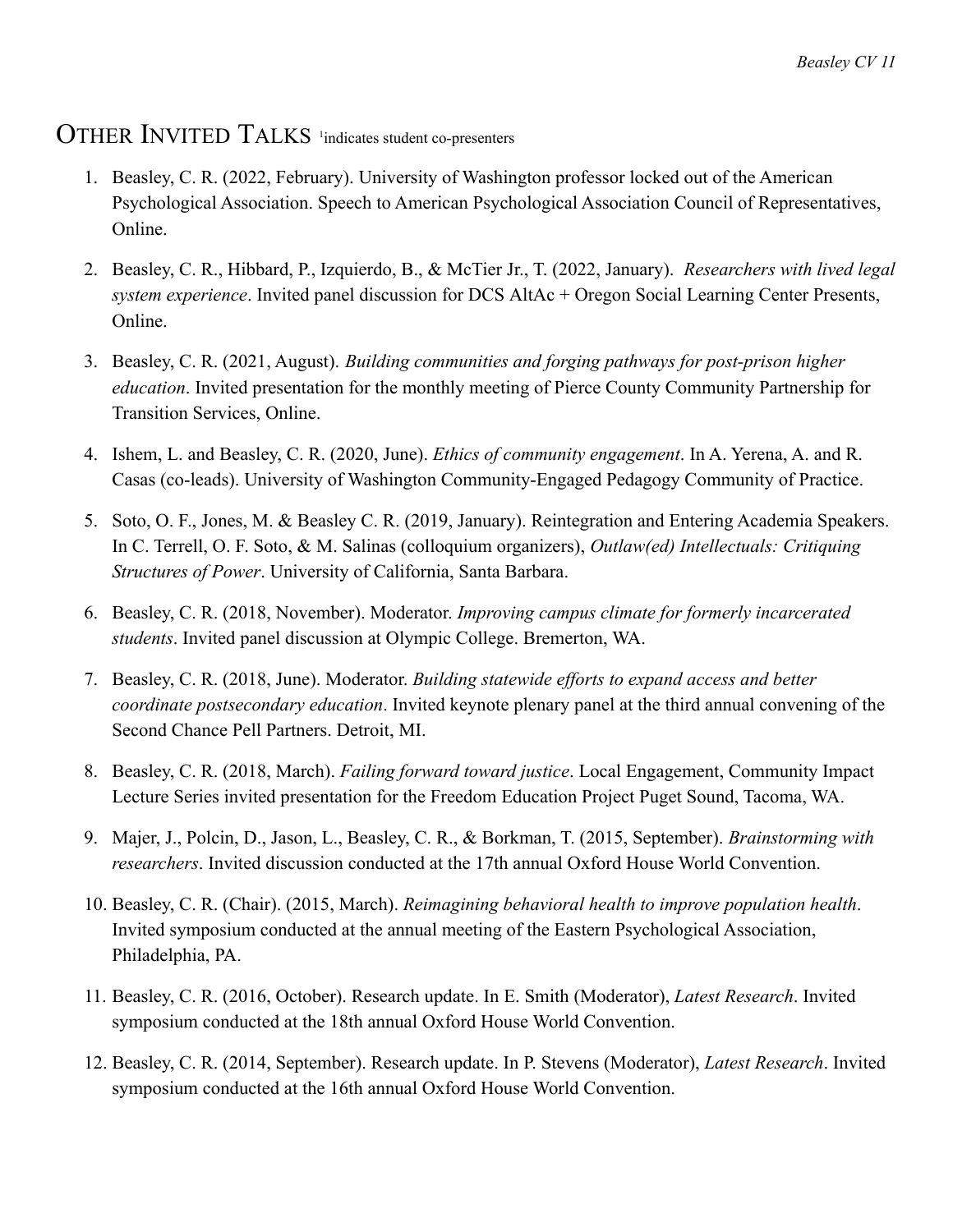## OTHER INVITED TALKS [1]indicates student co-presenters

1. Beasley, C. R. (2022, February). University of Washington professor locked out of the American Psychological Association. Speech to American Psychological Association Council of Representatives, Online.
2. Beasley, C. R., Hibbard, P., Izquierdo, B., & McTier Jr., T. (2022, January). *Researchers with lived legal system experience*. Invited panel discussion for DCS AltAc + Oregon Social Learning Center Presents, Online.
3. Beasley, C. R. (2021, August). *Building communities and forging pathways for post-prison higher education*. Invited presentation for the monthly meeting of Pierce County Community Partnership for Transition Services, Online.
4. Ishem, L. and Beasley, C. R. (2020, June). *Ethics of community engagement*. In A. Yerena, A. and R. Casas (co-leads). University of Washington Community-Engaged Pedagogy Community of Practice.
5. Soto, O. F., Jones, M. & Beasley C. R. (2019, January). Reintegration and Entering Academia Speakers. In C. Terrell, O. F. Soto, & M. Salinas (colloquium organizers), *Outlaw(ed) Intellectuals: Critiquing Structures of Power*. University of California, Santa Barbara.
6. Beasley, C. R. (2018, November). Moderator. *Improving campus climate for formerly incarcerated students*. Invited panel discussion at Olympic College. Bremerton, WA.
7. Beasley, C. R. (2018, June). Moderator. *Building statewide efforts to expand access and better coordinate postsecondary education*. Invited keynote plenary panel at the third annual convening of the Second Chance Pell Partners. Detroit, MI.
8. Beasley, C. R. (2018, March). *Failing forward toward justice*. Local Engagement, Community Impact Lecture Series invited presentation for the Freedom Education Project Puget Sound, Tacoma, WA.
9. Majer, J., Polcin, D., Jason, L., Beasley, C. R., & Borkman, T. (2015, September). *Brainstorming with researchers*. Invited discussion conducted at the 17th annual Oxford House World Convention.
10. Beasley, C. R. (Chair). (2015, March). *Reimagining behavioral health to improve population health*. Invited symposium conducted at the annual meeting of the Eastern Psychological Association, Philadelphia, PA.
11. Beasley, C. R. (2016, October). Research update. In E. Smith (Moderator), *Latest Research*. Invited symposium conducted at the 18th annual Oxford House World Convention.
12. Beasley, C. R. (2014, September). Research update. In P. Stevens (Moderator), *Latest Research*. Invited symposium conducted at the 16th annual Oxford House World Convention.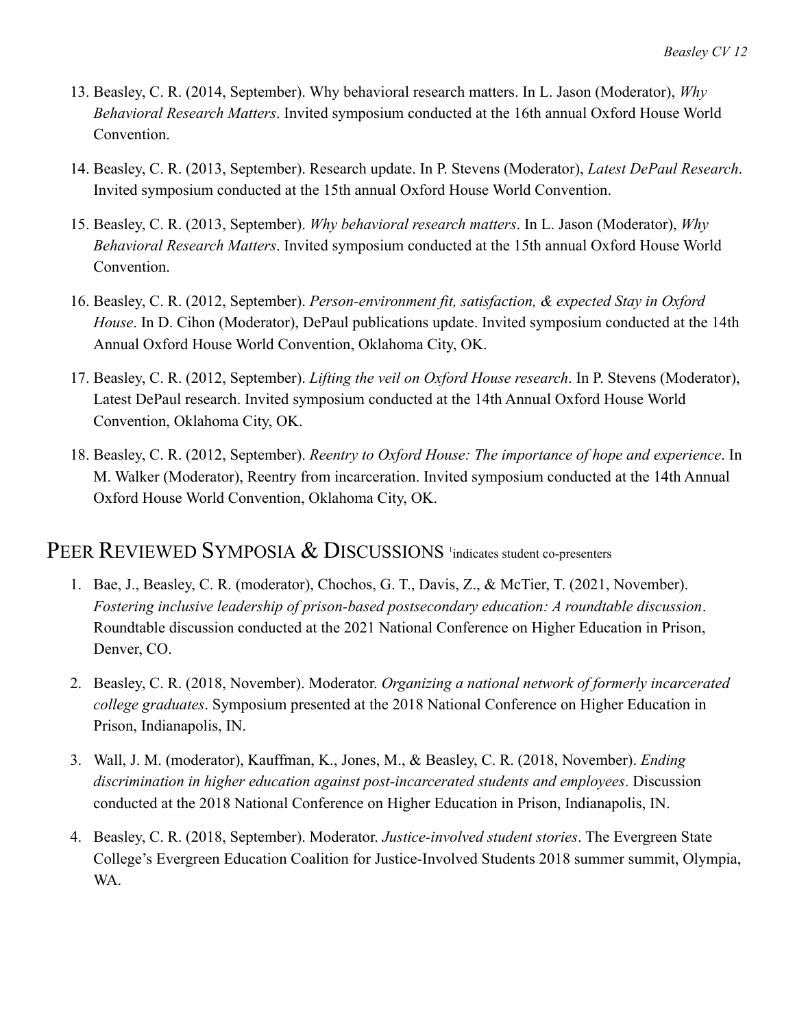13. Beasley, C. R. (2014, September). Why behavioral research matters. In L. Jason (Moderator), *Why Behavioral Research Matters*. Invited symposium conducted at the 16th annual Oxford House World Convention.

14. Beasley, C. R. (2013, September). Research update. In P. Stevens (Moderator), *Latest DePaul Research*. Invited symposium conducted at the 15th annual Oxford House World Convention.

15. Beasley, C. R. (2013, September). *Why behavioral research matters*. In L. Jason (Moderator), *Why Behavioral Research Matters*. Invited symposium conducted at the 15th annual Oxford House World Convention.

16. Beasley, C. R. (2012, September). *Person-environment fit, satisfaction, & expected Stay in Oxford House*. In D. Cihon (Moderator), DePaul publications update. Invited symposium conducted at the 14th Annual Oxford House World Convention, Oklahoma City, OK.

17. Beasley, C. R. (2012, September). *Lifting the veil on Oxford House research*. In P. Stevens (Moderator), Latest DePaul research. Invited symposium conducted at the 14th Annual Oxford House World Convention, Oklahoma City, OK.

18. Beasley, C. R. (2012, September). *Reentry to Oxford House: The importance of hope and experience*. In M. Walker (Moderator), Reentry from incarceration. Invited symposium conducted at the 14th Annual Oxford House World Convention, Oklahoma City, OK.

## Peer Reviewed Symposia & Discussions [1]indicates student co-presenters

1. Bae, J., Beasley, C. R. (moderator), Chochos, G. T., Davis, Z., & McTier, T. (2021, November). *Fostering inclusive leadership of prison-based postsecondary education: A roundtable discussion*. Roundtable discussion conducted at the 2021 National Conference on Higher Education in Prison, Denver, CO.

2. Beasley, C. R. (2018, November). Moderator. *Organizing a national network of formerly incarcerated college graduates*. Symposium presented at the 2018 National Conference on Higher Education in Prison, Indianapolis, IN.

3. Wall, J. M. (moderator), Kauffman, K., Jones, M., & Beasley, C. R. (2018, November). *Ending discrimination in higher education against post-incarcerated students and employees*. Discussion conducted at the 2018 National Conference on Higher Education in Prison, Indianapolis, IN.

4. Beasley, C. R. (2018, September). Moderator. *Justice-involved student stories*. The Evergreen State College's Evergreen Education Coalition for Justice-Involved Students 2018 summer summit, Olympia, WA.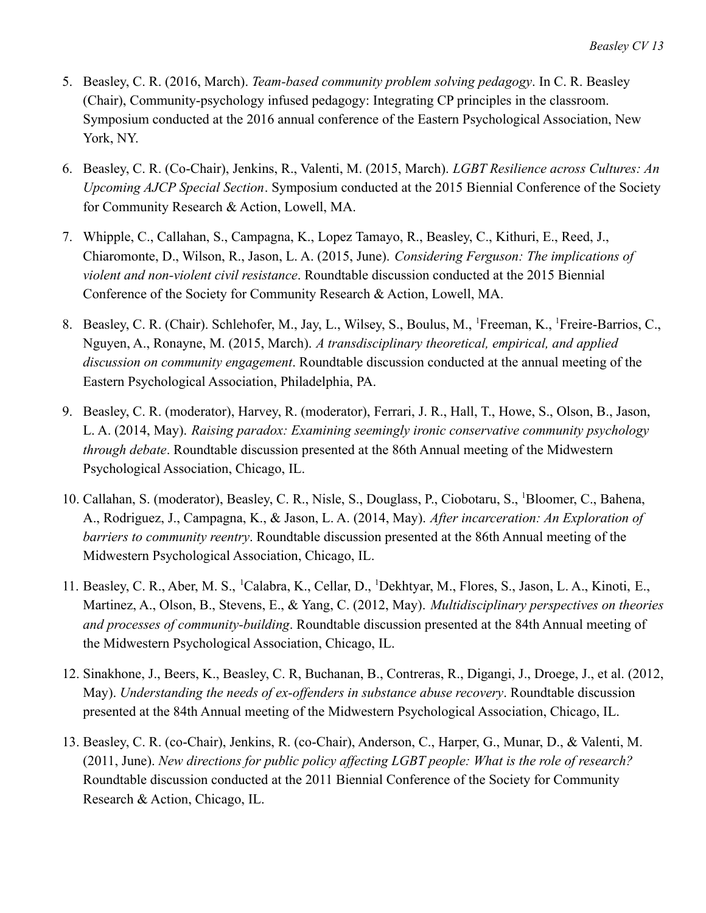5. Beasley, C. R. (2016, March). *Team-based community problem solving pedagogy*. In C. R. Beasley (Chair), Community-psychology infused pedagogy: Integrating CP principles in the classroom. Symposium conducted at the 2016 annual conference of the Eastern Psychological Association, New York, NY.

6. Beasley, C. R. (Co-Chair), Jenkins, R., Valenti, M. (2015, March). *LGBT Resilience across Cultures: An Upcoming AJCP Special Section*. Symposium conducted at the 2015 Biennial Conference of the Society for Community Research & Action, Lowell, MA.

7. Whipple, C., Callahan, S., Campagna, K., Lopez Tamayo, R., Beasley, C., Kithuri, E., Reed, J., Chiaromonte, D., Wilson, R., Jason, L. A. (2015, June). *Considering Ferguson: The implications of violent and non-violent civil resistance*. Roundtable discussion conducted at the 2015 Biennial Conference of the Society for Community Research & Action, Lowell, MA.

8. Beasley, C. R. (Chair). Schlehofer, M., Jay, L., Wilsey, S., Boulus, M., [1]Freeman, K., [1]Freire-Barrios, C., Nguyen, A., Ronayne, M. (2015, March). *A transdisciplinary theoretical, empirical, and applied discussion on community engagement*. Roundtable discussion conducted at the annual meeting of the Eastern Psychological Association, Philadelphia, PA.

9. Beasley, C. R. (moderator), Harvey, R. (moderator), Ferrari, J. R., Hall, T., Howe, S., Olson, B., Jason, L. A. (2014, May). *Raising paradox: Examining seemingly ironic conservative community psychology through debate*. Roundtable discussion presented at the 86th Annual meeting of the Midwestern Psychological Association, Chicago, IL.

10. Callahan, S. (moderator), Beasley, C. R., Nisle, S., Douglass, P., Ciobotaru, S., [1]Bloomer, C., Bahena, A., Rodriguez, J., Campagna, K., & Jason, L. A. (2014, May). *After incarceration: An Exploration of barriers to community reentry*. Roundtable discussion presented at the 86th Annual meeting of the Midwestern Psychological Association, Chicago, IL.

11. Beasley, C. R., Aber, M. S., [1]Calabra, K., Cellar, D., [1]Dekhtyar, M., Flores, S., Jason, L. A., Kinoti, E., Martinez, A., Olson, B., Stevens, E., & Yang, C. (2012, May). *Multidisciplinary perspectives on theories and processes of community-building*. Roundtable discussion presented at the 84th Annual meeting of the Midwestern Psychological Association, Chicago, IL.

12. Sinakhone, J., Beers, K., Beasley, C. R, Buchanan, B., Contreras, R., Digangi, J., Droege, J., et al. (2012, May). *Understanding the needs of ex-offenders in substance abuse recovery*. Roundtable discussion presented at the 84th Annual meeting of the Midwestern Psychological Association, Chicago, IL.

13. Beasley, C. R. (co-Chair), Jenkins, R. (co-Chair), Anderson, C., Harper, G., Munar, D., & Valenti, M. (2011, June). *New directions for public policy affecting LGBT people: What is the role of research?* Roundtable discussion conducted at the 2011 Biennial Conference of the Society for Community Research & Action, Chicago, IL.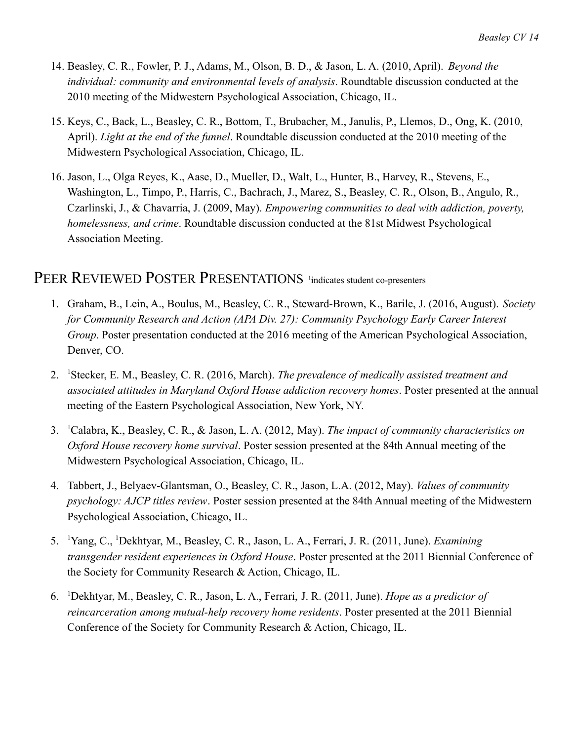14. Beasley, C. R., Fowler, P. J., Adams, M., Olson, B. D., & Jason, L. A. (2010, April). *Beyond the individual: community and environmental levels of analysis*. Roundtable discussion conducted at the 2010 meeting of the Midwestern Psychological Association, Chicago, IL.

15. Keys, C., Back, L., Beasley, C. R., Bottom, T., Brubacher, M., Janulis, P., Llemos, D., Ong, K. (2010, April). *Light at the end of the funnel*. Roundtable discussion conducted at the 2010 meeting of the Midwestern Psychological Association, Chicago, IL.

16. Jason, L., Olga Reyes, K., Aase, D., Mueller, D., Walt, L., Hunter, B., Harvey, R., Stevens, E., Washington, L., Timpo, P., Harris, C., Bachrach, J., Marez, S., Beasley, C. R., Olson, B., Angulo, R., Czarlinski, J., & Chavarria, J. (2009, May). *Empowering communities to deal with addiction, poverty, homelessness, and crime*. Roundtable discussion conducted at the 81st Midwest Psychological Association Meeting.

## Peer Reviewed Poster Presentations [1]indicates student co-presenters

1. Graham, B., Lein, A., Boulus, M., Beasley, C. R., Steward-Brown, K., Barile, J. (2016, August). *Society for Community Research and Action (APA Div. 27): Community Psychology Early Career Interest Group*. Poster presentation conducted at the 2016 meeting of the American Psychological Association, Denver, CO.

2. [1]Stecker, E. M., Beasley, C. R. (2016, March). *The prevalence of medically assisted treatment and associated attitudes in Maryland Oxford House addiction recovery homes*. Poster presented at the annual meeting of the Eastern Psychological Association, New York, NY.

3. [1]Calabra, K., Beasley, C. R., & Jason, L. A. (2012, May). *The impact of community characteristics on Oxford House recovery home survival*. Poster session presented at the 84th Annual meeting of the Midwestern Psychological Association, Chicago, IL.

4. Tabbert, J., Belyaev-Glantsman, O., Beasley, C. R., Jason, L.A. (2012, May). *Values of community psychology: AJCP titles review*. Poster session presented at the 84th Annual meeting of the Midwestern Psychological Association, Chicago, IL.

5. [1]Yang, C., [1]Dekhtyar, M., Beasley, C. R., Jason, L. A., Ferrari, J. R. (2011, June). *Examining transgender resident experiences in Oxford House*. Poster presented at the 2011 Biennial Conference of the Society for Community Research & Action, Chicago, IL.

6. [1]Dekhtyar, M., Beasley, C. R., Jason, L. A., Ferrari, J. R. (2011, June). *Hope as a predictor of reincarceration among mutual-help recovery home residents*. Poster presented at the 2011 Biennial Conference of the Society for Community Research & Action, Chicago, IL.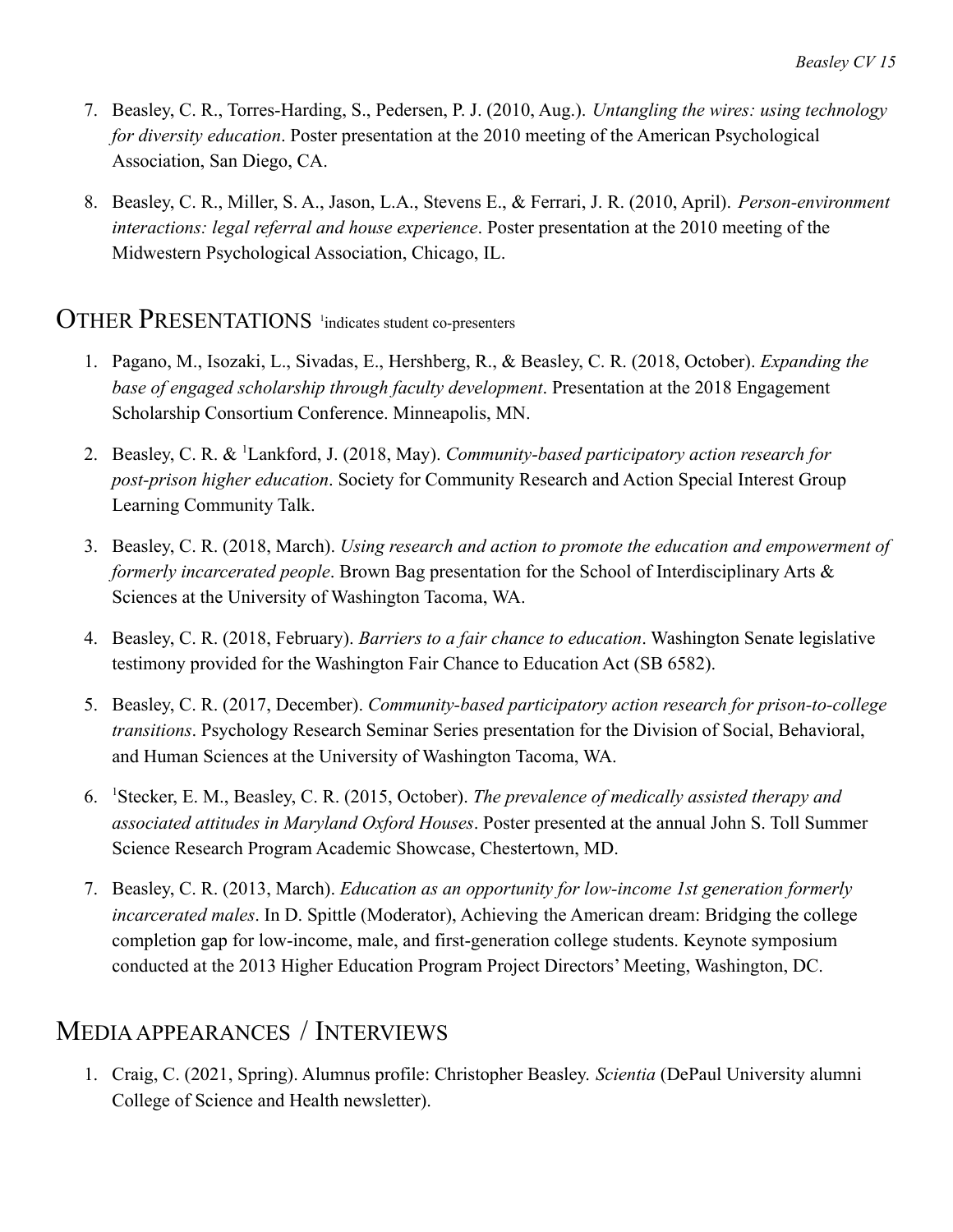7. Beasley, C. R., Torres-Harding, S., Pedersen, P. J. (2010, Aug.). *Untangling the wires: using technology for diversity education*. Poster presentation at the 2010 meeting of the American Psychological Association, San Diego, CA.

8. Beasley, C. R., Miller, S. A., Jason, L.A., Stevens E., & Ferrari, J. R. (2010, April). *Person-environment interactions: legal referral and house experience*. Poster presentation at the 2010 meeting of the Midwestern Psychological Association, Chicago, IL.

## Other Presentations [1]indicates student co-presenters

1. Pagano, M., Isozaki, L., Sivadas, E., Hershberg, R., & Beasley, C. R. (2018, October). *Expanding the base of engaged scholarship through faculty development*. Presentation at the 2018 Engagement Scholarship Consortium Conference. Minneapolis, MN.

2. Beasley, C. R. & [1]Lankford, J. (2018, May). *Community-based participatory action research for post-prison higher education*. Society for Community Research and Action Special Interest Group Learning Community Talk.

3. Beasley, C. R. (2018, March). *Using research and action to promote the education and empowerment of formerly incarcerated people*. Brown Bag presentation for the School of Interdisciplinary Arts & Sciences at the University of Washington Tacoma, WA.

4. Beasley, C. R. (2018, February). *Barriers to a fair chance to education*. Washington Senate legislative testimony provided for the Washington Fair Chance to Education Act (SB 6582).

5. Beasley, C. R. (2017, December). *Community-based participatory action research for prison-to-college transitions*. Psychology Research Seminar Series presentation for the Division of Social, Behavioral, and Human Sciences at the University of Washington Tacoma, WA.

6. [1]Stecker, E. M., Beasley, C. R. (2015, October). *The prevalence of medically assisted therapy and associated attitudes in Maryland Oxford Houses*. Poster presented at the annual John S. Toll Summer Science Research Program Academic Showcase, Chestertown, MD.

7. Beasley, C. R. (2013, March). *Education as an opportunity for low-income 1st generation formerly incarcerated males*. In D. Spittle (Moderator), Achieving the American dream: Bridging the college completion gap for low-income, male, and first-generation college students. Keynote symposium conducted at the 2013 Higher Education Program Project Directors' Meeting, Washington, DC.

## Media appearances / Interviews

1. Craig, C. (2021, Spring). Alumnus profile: Christopher Beasley. *Scientia* (DePaul University alumni College of Science and Health newsletter).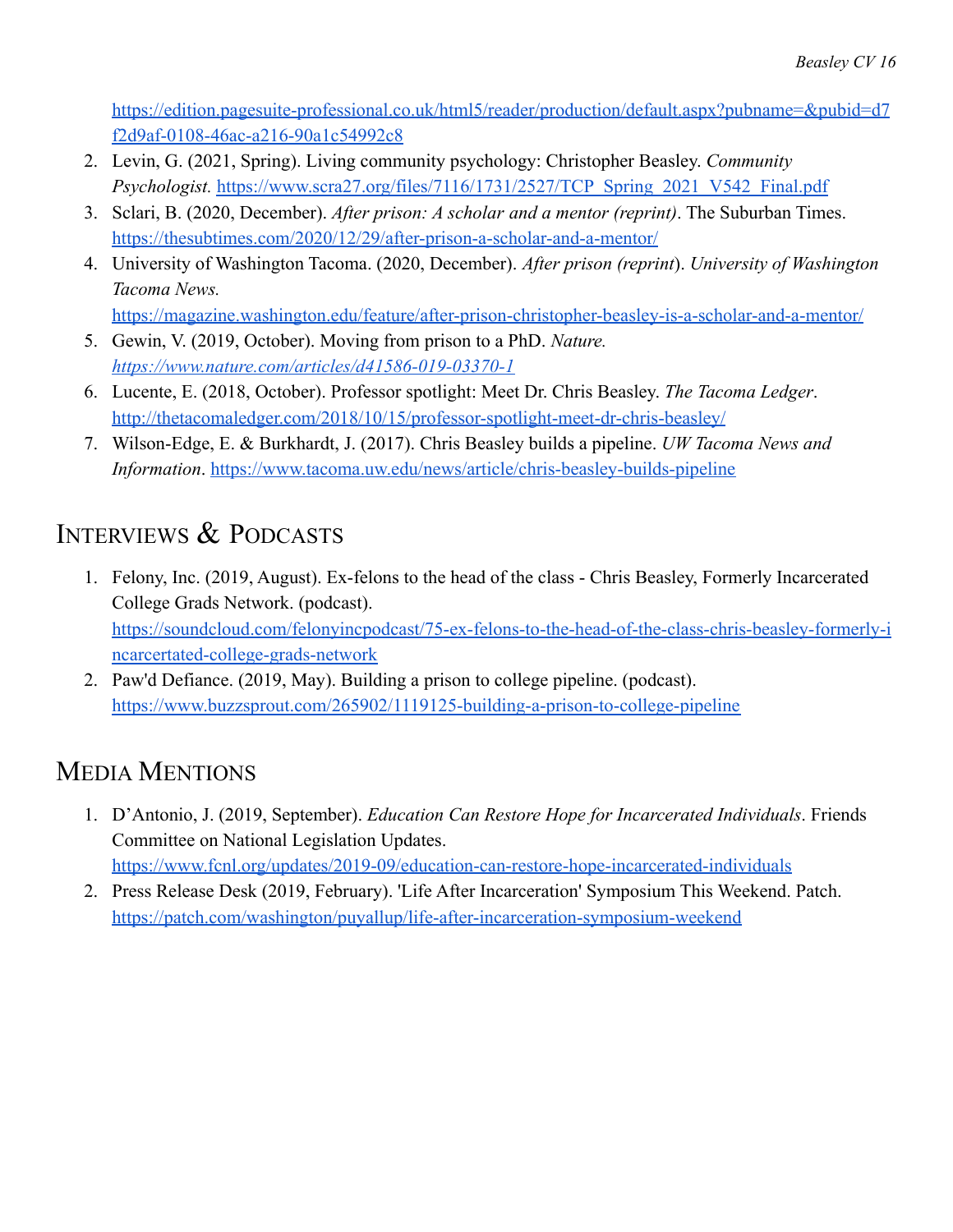https://edition.pagesuite-professional.co.uk/html5/reader/production/default.aspx?pubname=&pubid=d7f2d9af-0108-46ac-a216-90a1c54992c8

2. Levin, G. (2021, Spring). Living community psychology: Christopher Beasley. *Community Psychologist.* https://www.scra27.org/files/7116/1731/2527/TCP_Spring_2021_V542_Final.pdf
3. Sclari, B. (2020, December). *After prison: A scholar and a mentor (reprint)*. The Suburban Times. https://thesubtimes.com/2020/12/29/after-prison-a-scholar-and-a-mentor/
4. University of Washington Tacoma. (2020, December). *After prison (reprint*). *University of Washington Tacoma News.* https://magazine.washington.edu/feature/after-prison-christopher-beasley-is-a-scholar-and-a-mentor/
5. Gewin, V. (2019, October). Moving from prison to a PhD. *Nature. https://www.nature.com/articles/d41586-019-03370-1*
6. Lucente, E. (2018, October). Professor spotlight: Meet Dr. Chris Beasley. *The Tacoma Ledger*. http://thetacomaledger.com/2018/10/15/professor-spotlight-meet-dr-chris-beasley/
7. Wilson-Edge, E. & Burkhardt, J. (2017). Chris Beasley builds a pipeline. *UW Tacoma News and Information*. https://www.tacoma.uw.edu/news/article/chris-beasley-builds-pipeline

## Interviews & Podcasts

1. Felony, Inc. (2019, August). Ex-felons to the head of the class - Chris Beasley, Formerly Incarcerated College Grads Network. (podcast). https://soundcloud.com/felonyincpodcast/75-ex-felons-to-the-head-of-the-class-chris-beasley-formerly-incarcertated-college-grads-network
2. Paw'd Defiance. (2019, May). Building a prison to college pipeline. (podcast). https://www.buzzsprout.com/265902/1119125-building-a-prison-to-college-pipeline

## Media Mentions

1. D'Antonio, J. (2019, September). *Education Can Restore Hope for Incarcerated Individuals*. Friends Committee on National Legislation Updates. https://www.fcnl.org/updates/2019-09/education-can-restore-hope-incarcerated-individuals
2. Press Release Desk (2019, February). 'Life After Incarceration' Symposium This Weekend. Patch. https://patch.com/washington/puyallup/life-after-incarceration-symposium-weekend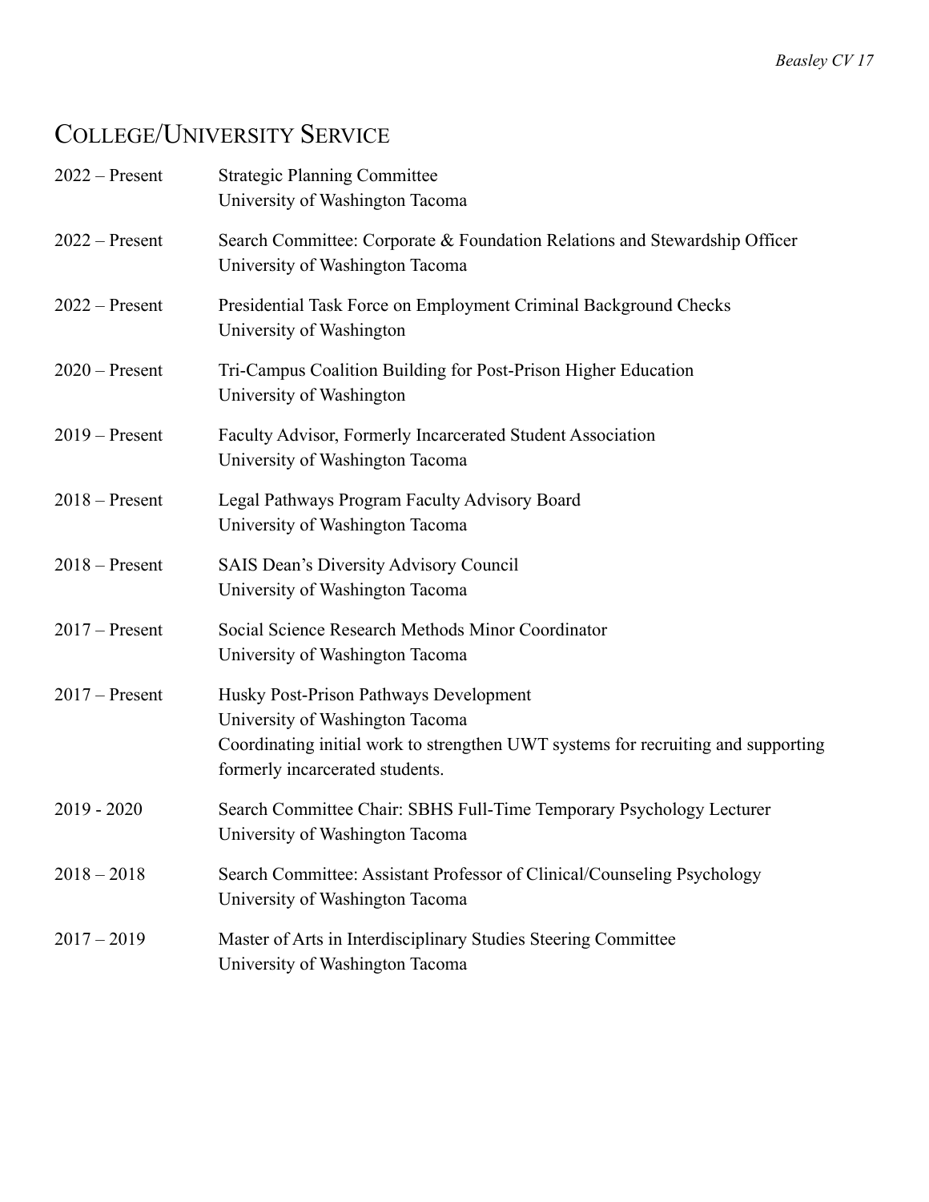## College/University Service

2022 – Present Strategic Planning Committee
University of Washington Tacoma

2022 – Present Search Committee: Corporate & Foundation Relations and Stewardship Officer
University of Washington Tacoma

2022 – Present Presidential Task Force on Employment Criminal Background Checks
University of Washington

2020 – Present Tri-Campus Coalition Building for Post-Prison Higher Education
University of Washington

2019 – Present Faculty Advisor, Formerly Incarcerated Student Association
University of Washington Tacoma

2018 – Present Legal Pathways Program Faculty Advisory Board
University of Washington Tacoma

2018 – Present SAIS Dean's Diversity Advisory Council
University of Washington Tacoma

2017 – Present Social Science Research Methods Minor Coordinator
University of Washington Tacoma

2017 – Present Husky Post-Prison Pathways Development
University of Washington Tacoma
Coordinating initial work to strengthen UWT systems for recruiting and supporting formerly incarcerated students.

2019 - 2020 Search Committee Chair: SBHS Full-Time Temporary Psychology Lecturer
University of Washington Tacoma

2018 – 2018 Search Committee: Assistant Professor of Clinical/Counseling Psychology
University of Washington Tacoma

2017 – 2019 Master of Arts in Interdisciplinary Studies Steering Committee
University of Washington Tacoma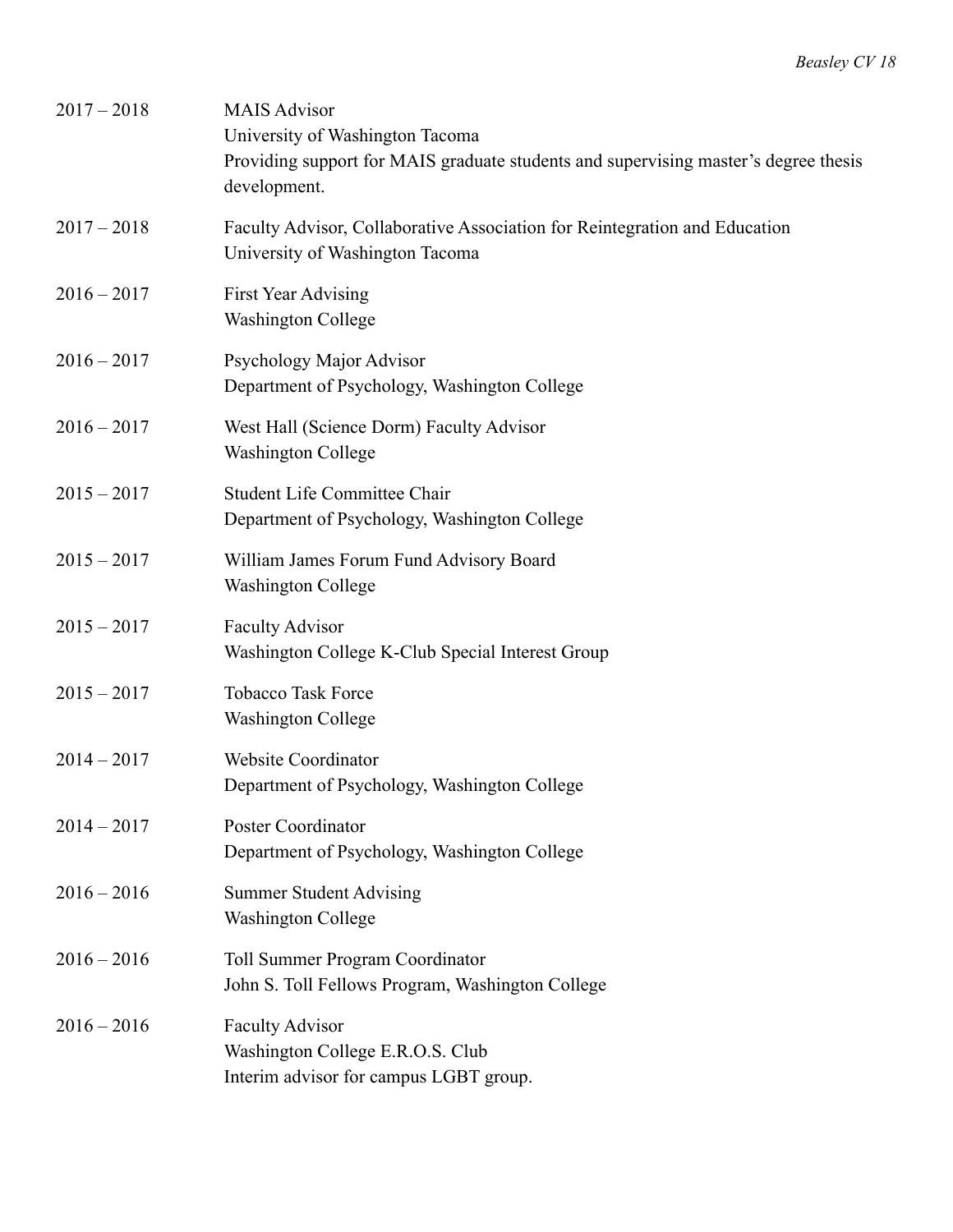2017 – 2018 MAIS Advisor
University of Washington Tacoma
Providing support for MAIS graduate students and supervising master's degree thesis development.

2017 – 2018 Faculty Advisor, Collaborative Association for Reintegration and Education
University of Washington Tacoma

2016 – 2017 First Year Advising
Washington College

2016 – 2017 Psychology Major Advisor
Department of Psychology, Washington College

2016 – 2017 West Hall (Science Dorm) Faculty Advisor
Washington College

2015 – 2017 Student Life Committee Chair
Department of Psychology, Washington College

2015 – 2017 William James Forum Fund Advisory Board
Washington College

2015 – 2017 Faculty Advisor
Washington College K-Club Special Interest Group

2015 – 2017 Tobacco Task Force
Washington College

2014 – 2017 Website Coordinator
Department of Psychology, Washington College

2014 – 2017 Poster Coordinator
Department of Psychology, Washington College

2016 – 2016 Summer Student Advising
Washington College

2016 – 2016 Toll Summer Program Coordinator
John S. Toll Fellows Program, Washington College

2016 – 2016 Faculty Advisor
Washington College E.R.O.S. Club
Interim advisor for campus LGBT group.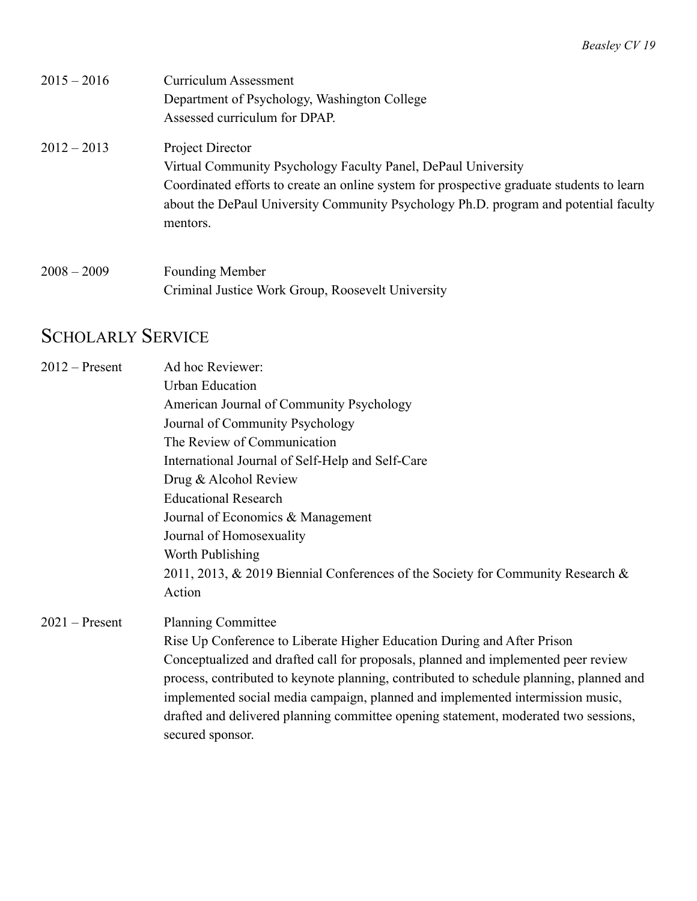2015 – 2016 Curriculum Assessment
Department of Psychology, Washington College
Assessed curriculum for DPAP.

2012 – 2013 Project Director
Virtual Community Psychology Faculty Panel, DePaul University
Coordinated efforts to create an online system for prospective graduate students to learn about the DePaul University Community Psychology Ph.D. program and potential faculty mentors.

2008 – 2009 Founding Member
Criminal Justice Work Group, Roosevelt University

## SCHOLARLY SERVICE

2012 – Present Ad hoc Reviewer:
Urban Education
American Journal of Community Psychology
Journal of Community Psychology
The Review of Communication
International Journal of Self-Help and Self-Care
Drug & Alcohol Review
Educational Research
Journal of Economics & Management
Journal of Homosexuality
Worth Publishing
2011, 2013, & 2019 Biennial Conferences of the Society for Community Research & Action

2021 – Present Planning Committee
Rise Up Conference to Liberate Higher Education During and After Prison
Conceptualized and drafted call for proposals, planned and implemented peer review process, contributed to keynote planning, contributed to schedule planning, planned and implemented social media campaign, planned and implemented intermission music, drafted and delivered planning committee opening statement, moderated two sessions, secured sponsor.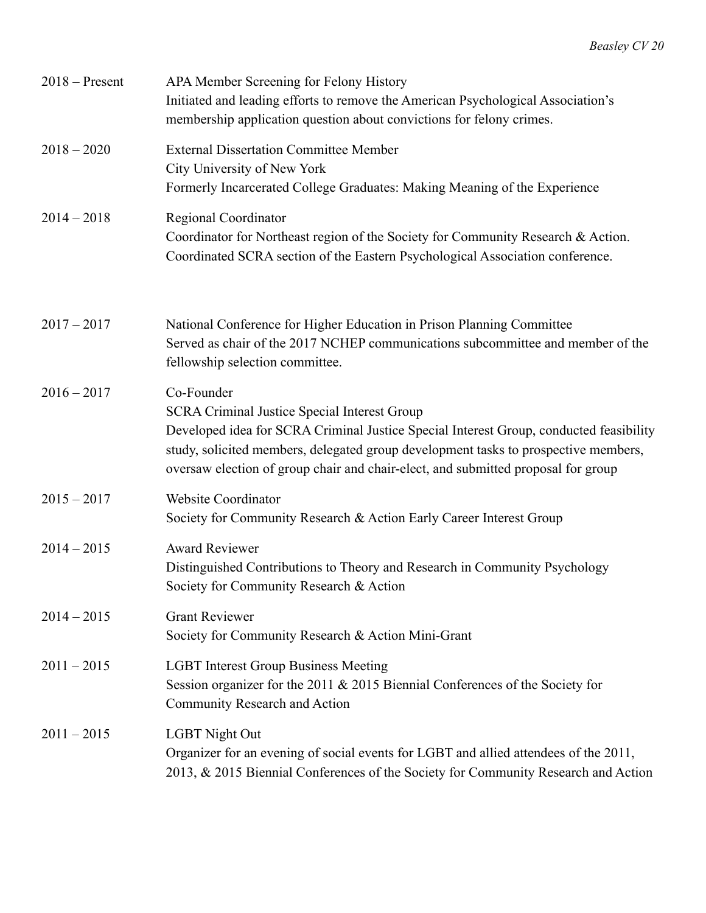2018 – Present APA Member Screening for Felony History
Initiated and leading efforts to remove the American Psychological Association's membership application question about convictions for felony crimes.

2018 – 2020 External Dissertation Committee Member
City University of New York
Formerly Incarcerated College Graduates: Making Meaning of the Experience

2014 – 2018 Regional Coordinator
Coordinator for Northeast region of the Society for Community Research & Action.
Coordinated SCRA section of the Eastern Psychological Association conference.

2017 – 2017 National Conference for Higher Education in Prison Planning Committee
Served as chair of the 2017 NCHEP communications subcommittee and member of the fellowship selection committee.

2016 – 2017 Co-Founder
SCRA Criminal Justice Special Interest Group
Developed idea for SCRA Criminal Justice Special Interest Group, conducted feasibility study, solicited members, delegated group development tasks to prospective members, oversaw election of group chair and chair-elect, and submitted proposal for group

2015 – 2017 Website Coordinator
Society for Community Research & Action Early Career Interest Group

2014 – 2015 Award Reviewer
Distinguished Contributions to Theory and Research in Community Psychology
Society for Community Research & Action

2014 – 2015 Grant Reviewer
Society for Community Research & Action Mini-Grant

2011 – 2015 LGBT Interest Group Business Meeting
Session organizer for the 2011 & 2015 Biennial Conferences of the Society for Community Research and Action

2011 – 2015 LGBT Night Out
Organizer for an evening of social events for LGBT and allied attendees of the 2011, 2013, & 2015 Biennial Conferences of the Society for Community Research and Action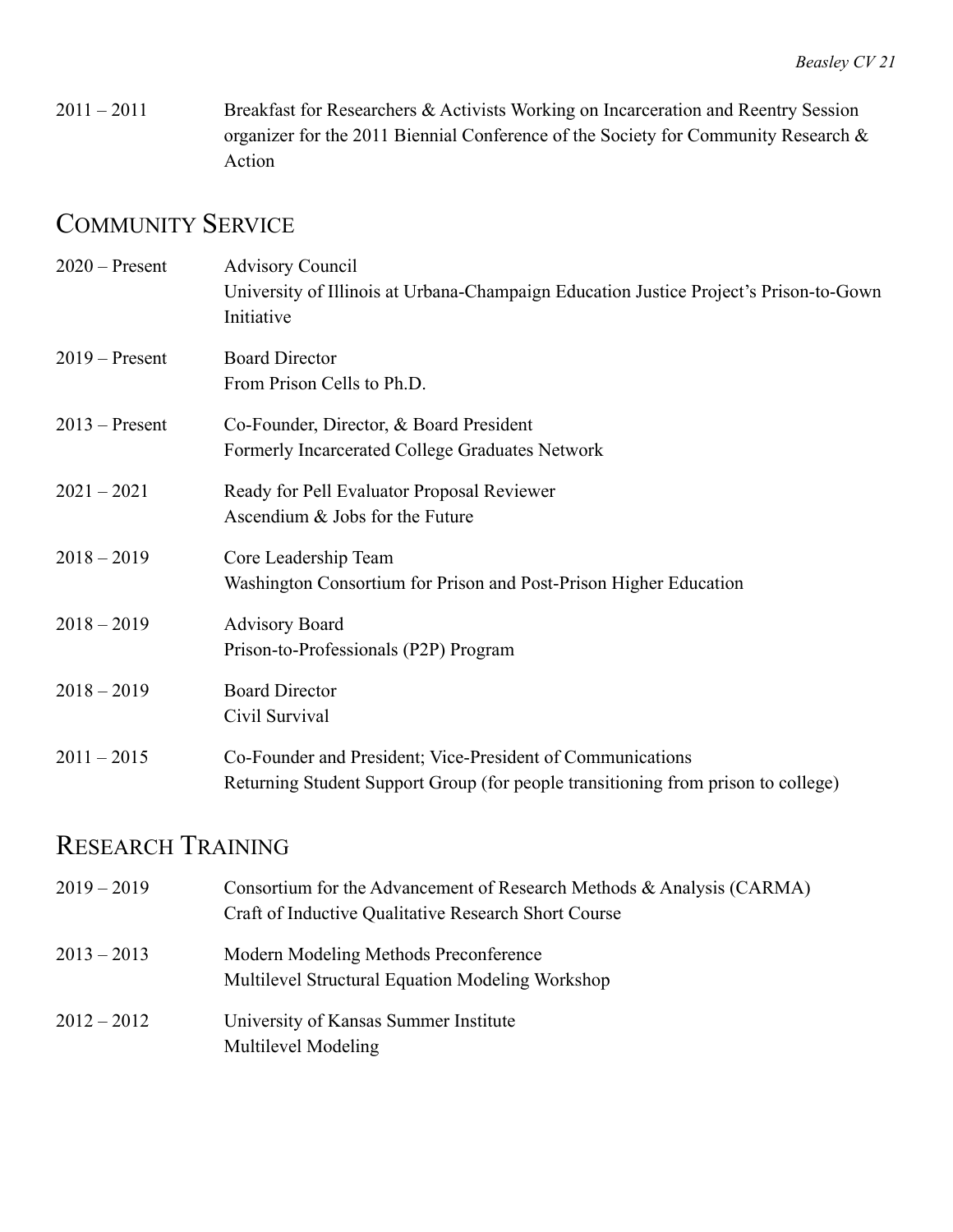2011 – 2011 Breakfast for Researchers & Activists Working on Incarceration and Reentry Session organizer for the 2011 Biennial Conference of the Society for Community Research & Action

## Community Service

2020 – Present Advisory Council
University of Illinois at Urbana-Champaign Education Justice Project's Prison-to-Gown Initiative

2019 – Present Board Director
From Prison Cells to Ph.D.

2013 – Present Co-Founder, Director, & Board President
Formerly Incarcerated College Graduates Network

2021 – 2021 Ready for Pell Evaluator Proposal Reviewer
Ascendium & Jobs for the Future

2018 – 2019 Core Leadership Team
Washington Consortium for Prison and Post-Prison Higher Education

2018 – 2019 Advisory Board
Prison-to-Professionals (P2P) Program

2018 – 2019 Board Director
Civil Survival

2011 – 2015 Co-Founder and President; Vice-President of Communications
Returning Student Support Group (for people transitioning from prison to college)

## Research Training

2019 – 2019 Consortium for the Advancement of Research Methods & Analysis (CARMA)
Craft of Inductive Qualitative Research Short Course

2013 – 2013 Modern Modeling Methods Preconference
Multilevel Structural Equation Modeling Workshop

2012 – 2012 University of Kansas Summer Institute
Multilevel Modeling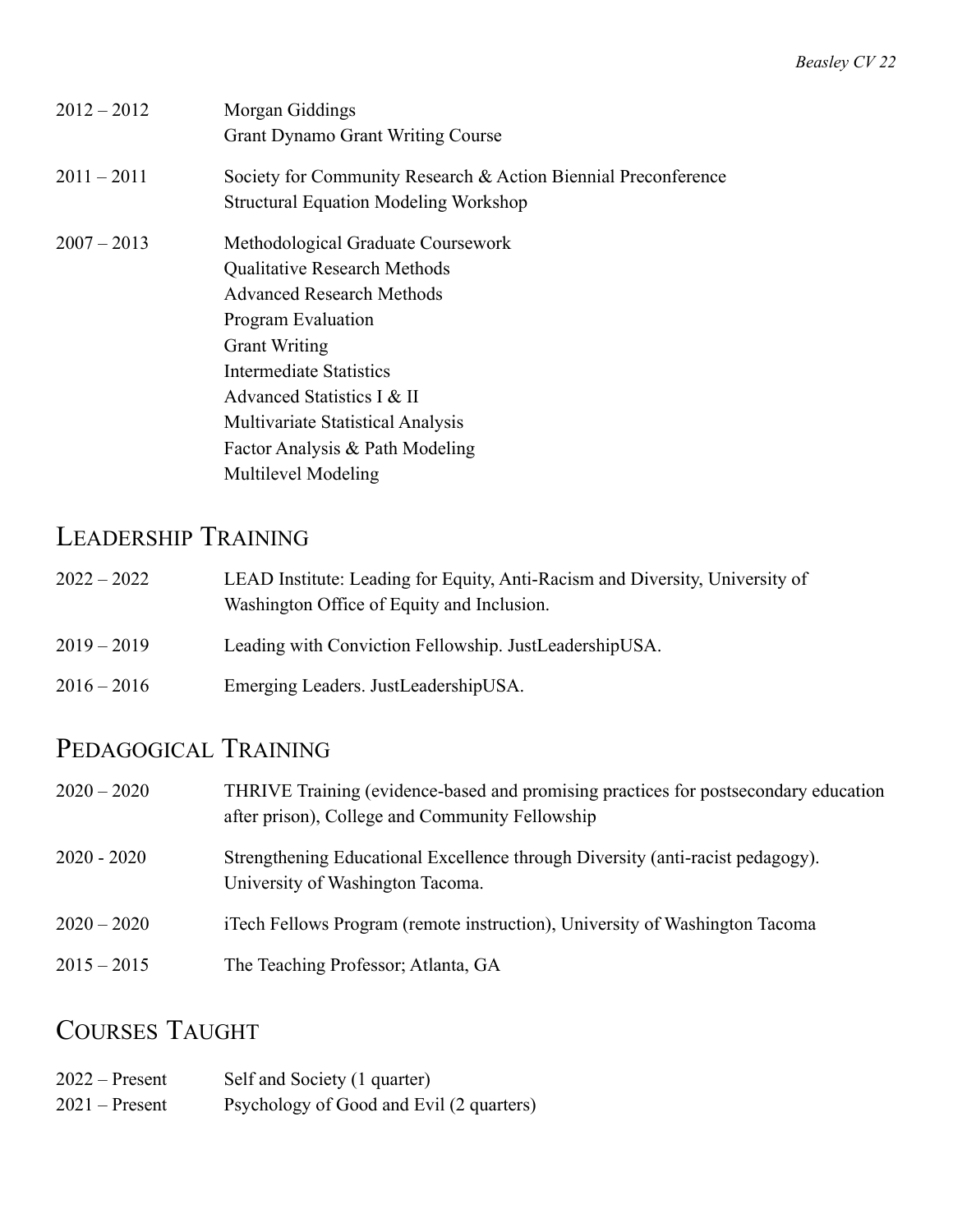2012 – 2012 Morgan Giddings
Grant Dynamo Grant Writing Course

2011 – 2011 Society for Community Research & Action Biennial Preconference
Structural Equation Modeling Workshop

2007 – 2013 Methodological Graduate Coursework
Qualitative Research Methods
Advanced Research Methods
Program Evaluation
Grant Writing
Intermediate Statistics
Advanced Statistics I & II
Multivariate Statistical Analysis
Factor Analysis & Path Modeling
Multilevel Modeling

## Leadership Training

2022 – 2022 LEAD Institute: Leading for Equity, Anti-Racism and Diversity, University of Washington Office of Equity and Inclusion.

2019 – 2019 Leading with Conviction Fellowship. JustLeadershipUSA.

2016 – 2016 Emerging Leaders. JustLeadershipUSA.

## Pedagogical Training

2020 – 2020 THRIVE Training (evidence-based and promising practices for postsecondary education after prison), College and Community Fellowship

2020 - 2020 Strengthening Educational Excellence through Diversity (anti-racist pedagogy). University of Washington Tacoma.

2020 – 2020 iTech Fellows Program (remote instruction), University of Washington Tacoma

2015 – 2015 The Teaching Professor; Atlanta, GA

## Courses Taught

2022 – Present Self and Society (1 quarter)
2021 – Present Psychology of Good and Evil (2 quarters)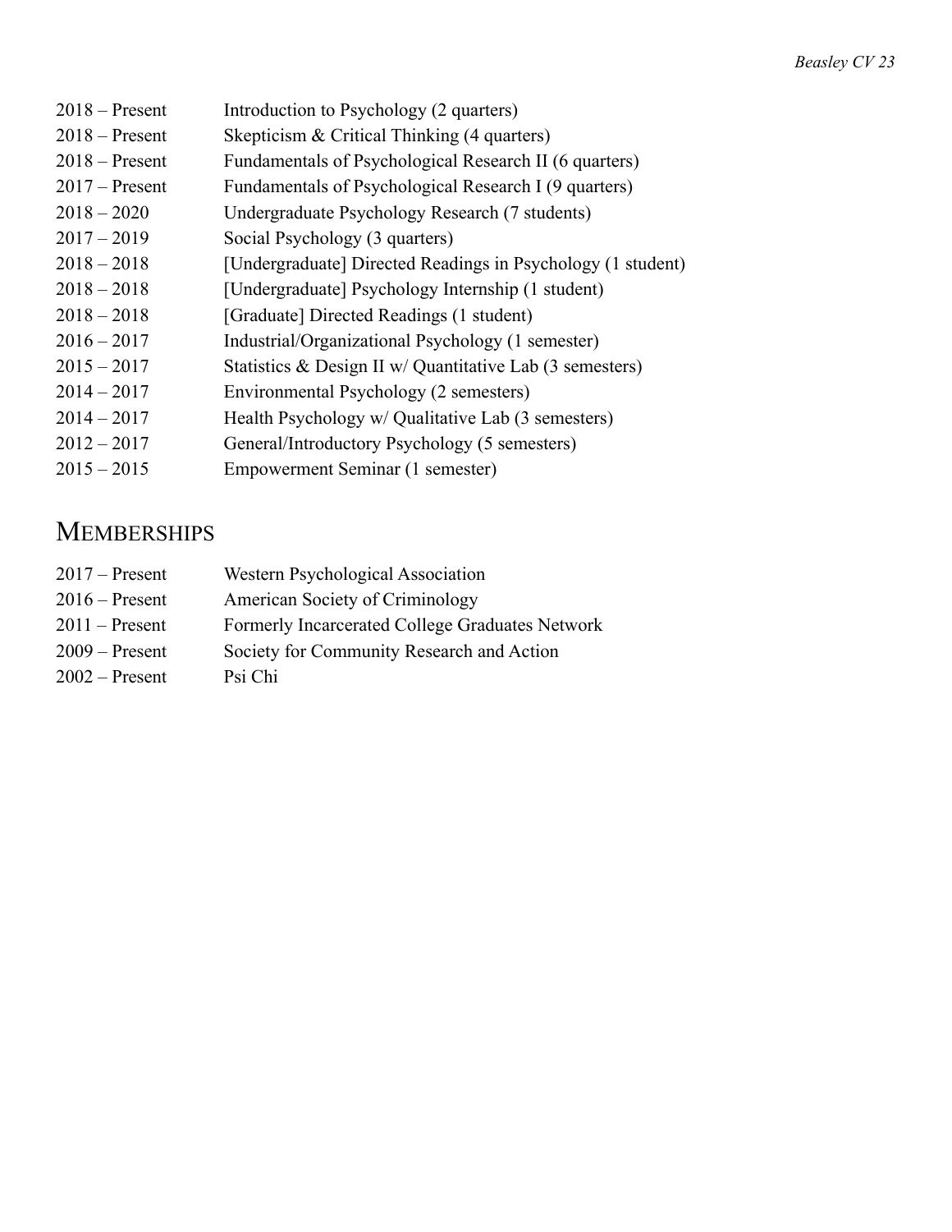| | |
|---|---|
| 2018 – Present | Introduction to Psychology (2 quarters) |
| 2018 – Present | Skepticism & Critical Thinking (4 quarters) |
| 2018 – Present | Fundamentals of Psychological Research II (6 quarters) |
| 2017 – Present | Fundamentals of Psychological Research I (9 quarters) |
| 2018 – 2020 | Undergraduate Psychology Research (7 students) |
| 2017 – 2019 | Social Psychology (3 quarters) |
| 2018 – 2018 | [Undergraduate] Directed Readings in Psychology (1 student) |
| 2018 – 2018 | [Undergraduate] Psychology Internship (1 student) |
| 2018 – 2018 | [Graduate] Directed Readings (1 student) |
| 2016 – 2017 | Industrial/Organizational Psychology (1 semester) |
| 2015 – 2017 | Statistics & Design II w/ Quantitative Lab (3 semesters) |
| 2014 – 2017 | Environmental Psychology (2 semesters) |
| 2014 – 2017 | Health Psychology w/ Qualitative Lab (3 semesters) |
| 2012 – 2017 | General/Introductory Psychology (5 semesters) |
| 2015 – 2015 | Empowerment Seminar (1 semester) |

## Memberships

| | |
|---|---|
| 2017 – Present | Western Psychological Association |
| 2016 – Present | American Society of Criminology |
| 2011 – Present | Formerly Incarcerated College Graduates Network |
| 2009 – Present | Society for Community Research and Action |
| 2002 – Present | Psi Chi |